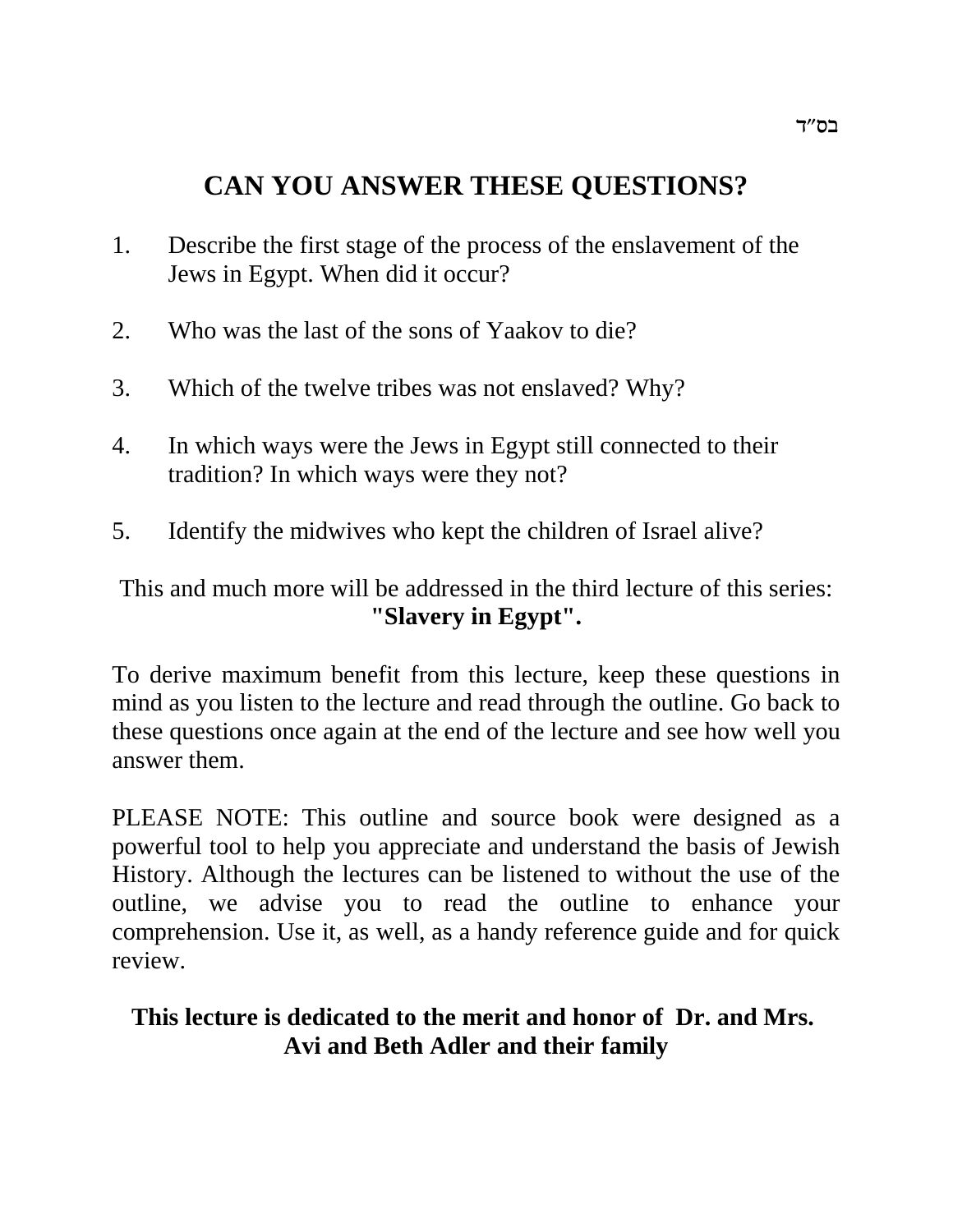בס״ד

# CAN YOU ANSWER THESE QUESTIONS?

1. Describe the first stage of the process of the enslavement of the Jews in Egypt. When did it occur?

2. Who was the last of the sons of Yaakov to die?

3. Which of the twelve tribes was not enslaved? Why?

4. In which ways were the Jews in Egypt still connected to their tradition? In which ways were they not?

5. Identify the midwives who kept the children of Israel alive?

This and much more will be addressed in the third lecture of this series: **"Slavery in Egypt".**

To derive maximum benefit from this lecture, keep these questions in mind as you listen to the lecture and read through the outline. Go back to these questions once again at the end of the lecture and see how well you answer them.

PLEASE NOTE: This outline and source book were designed as a powerful tool to help you appreciate and understand the basis of Jewish History. Although the lectures can be listened to without the use of the outline, we advise you to read the outline to enhance your comprehension. Use it, as well, as a handy reference guide and for quick review.

**This lecture is dedicated to the merit and honor of Dr. and Mrs. Avi and Beth Adler and their family**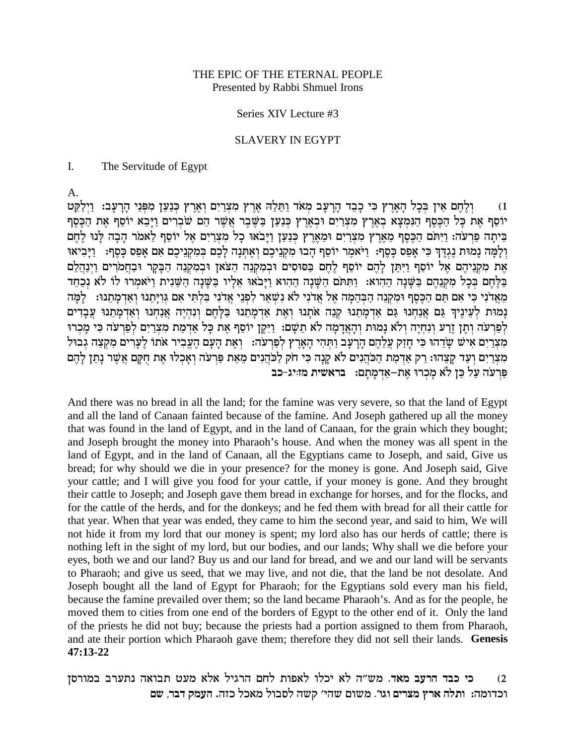THE EPIC OF THE ETERNAL PEOPLE
Presented by Rabbi Shmuel Irons

Series XIV Lecture #3

SLAVERY IN EGYPT

I. The Servitude of Egypt

A.

1) וְלֶחֶם אֵין בְּכָל הָאָרֶץ כִּי כָבֵד הָרָעָב מְאֹד וַתֵּלַהּ אֶרֶץ מִצְרַיִם וְאֶרֶץ כְּנַעַן מִפְּנֵי הָרָעָב: וַיְלַקֵּט יוֹסֵף אֶת כָּל הַכֶּסֶף הַנִּמְצָא בְאֶרֶץ מִצְרַיִם וּבְאֶרֶץ כְּנַעַן בַּשֶּׁבֶר אֲשֶׁר הֵם שֹׁבְרִים וַיָּבֵא יוֹסֵף אֶת הַכֶּסֶף בֵּיתָה פַרְעֹה: וַיִּתֹּם הַכֶּסֶף מֵאֶרֶץ מִצְרַיִם וּמֵאֶרֶץ כְּנַעַן וַיָּבֹאוּ כָל מִצְרַיִם אֶל יוֹסֵף לֵאמֹר הָבָה לָּנוּ לֶחֶם וְלָמָּה נָמוּת נֶגְדֶּךָ כִּי אָפֵס כָּסֶף: וַיֹּאמֶר יוֹסֵף הָבוּ מִקְנֵיכֶם וְאֶתְּנָה לָכֶם בְּמִקְנֵיכֶם אִם אָפֵס כָּסֶף: וַיָּבִיאוּ אֶת מִקְנֵיהֶם אֶל יוֹסֵף וַיִּתֵּן לָהֶם יוֹסֵף לֶחֶם בַּסּוּסִים וּבְמִקְנֵה הַצֹּאן וּבְמִקְנֵה הַבָּקָר וּבַחֲמֹרִים וַיְנַהֲלֵם בַּלֶּחֶם בְּכָל מִקְנֵהֶם בַּשָּׁנָה הַהִוא: וַתִּתֹּם הַשָּׁנָה הַהִוא וַיָּבֹאוּ אֵלָיו בַּשָּׁנָה הַשֵּׁנִית וַיֹּאמְרוּ לוֹ לֹא נְכַחֵד מֵאֲדֹנִי כִּי אִם תַּם הַכֶּסֶף וּמִקְנֵה הַבְּהֵמָה אֶל אֲדֹנִי לֹא נִשְׁאַר לִפְנֵי אֲדֹנִי בִּלְתִּי אִם גְּוִיָּתֵנוּ וְאַדְמָתֵנוּ: לָמָּה נָמוּת לְעֵינֶיךָ גַּם אֲנַחְנוּ גַּם אַדְמָתֵנוּ קְנֵה אֹתָנוּ וְאֶת אַדְמָתֵנוּ בַּלָּחֶם וְנִהְיֶה אֲנַחְנוּ וְאַדְמָתֵנוּ עֲבָדִים לְפַרְעֹה וְתֶן זֶרַע וְנִחְיֶה וְלֹא נָמוּת וְהָאֲדָמָה לֹא תֵשָׁם: וַיִּקֶן יוֹסֵף אֶת כָּל אַדְמַת מִצְרַיִם לְפַרְעֹה כִּי מָכְרוּ מִצְרַיִם אִישׁ שָׂדֵהוּ כִּי חָזַק עֲלֵהֶם הָרָעָב וַתְּהִי הָאָרֶץ לְפַרְעֹה: וְאֶת הָעָם הֶעֱבִיר אֹתוֹ לֶעָרִים מִקְצֵה גְבוּל מִצְרַיִם וְעַד קָצֵהוּ: רַק אַדְמַת הַכֹּהֲנִים לֹא קָנָה כִּי חֹק לַכֹּהֲנִים מֵאֵת פַּרְעֹה וְאָכְלוּ אֶת חֻקָּם אֲשֶׁר נָתַן לָהֶם פַּרְעֹה עַל כֵּן לֹא מָכְרוּ אֶת-אַדְמָתָם: **בראשית מז:יג-כב**

And there was no bread in all the land; for the famine was very severe, so that the land of Egypt and all the land of Canaan fainted because of the famine. And Joseph gathered up all the money that was found in the land of Egypt, and in the land of Canaan, for the grain which they bought; and Joseph brought the money into Pharaoh's house. And when the money was all spent in the land of Egypt, and in the land of Canaan, all the Egyptians came to Joseph, and said, Give us bread; for why should we die in your presence? for the money is gone. And Joseph said, Give your cattle; and I will give you food for your cattle, if your money is gone. And they brought their cattle to Joseph; and Joseph gave them bread in exchange for horses, and for the flocks, and for the cattle of the herds, and for the donkeys; and he fed them with bread for all their cattle for that year. When that year was ended, they came to him the second year, and said to him, We will not hide it from my lord that our money is spent; my lord also has our herds of cattle; there is nothing left in the sight of my lord, but our bodies, and our lands; Why shall we die before your eyes, both we and our land? Buy us and our land for bread, and we and our land will be servants to Pharaoh; and give us seed, that we may live, and not die, that the land be not desolate. And Joseph bought all the land of Egypt for Pharaoh; for the Egyptians sold every man his field, because the famine prevailed over them; so the land became Pharaoh's. And as for the people, he moved them to cities from one end of the borders of Egypt to the other end of it. Only the land of the priests he did not buy; because the priests had a portion assigned to them from Pharaoh, and ate their portion which Pharaoh gave them; therefore they did not sell their lands. **Genesis 47:13-22**

2) **כי כבד הרעב מאד.** מש"ה לא יכלו לאפות לחם הרגיל אלא מעט תבואה נתערב במורסן וכדומה: **ותלה ארץ מצרים וגו'.** משום שהי' קשה לסבול מאכל כזה. **העמק דבר, שם**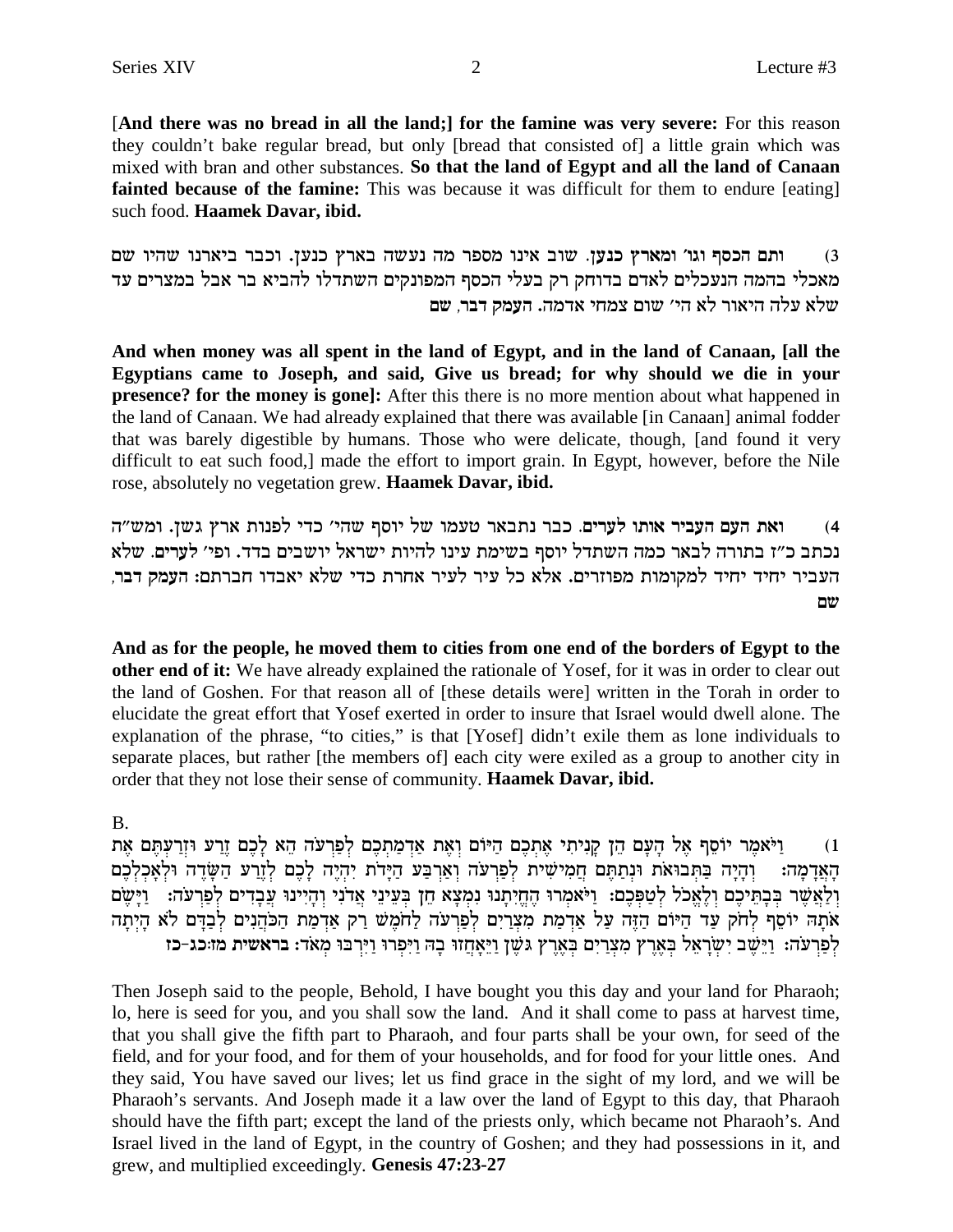[**And there was no bread in all the land;] for the famine was very severe:** For this reason they couldn't bake regular bread, but only [bread that consisted of] a little grain which was mixed with bran and other substances. **So that the land of Egypt and all the land of Canaan fainted because of the famine:** This was because it was difficult for them to endure [eating] such food. **Haamek Davar, ibid.**

3) **ותם הכסף וגו' ומארץ כנען.** שוב אינו מספר מה נעשה בארץ כנען. וכבר ביארנו שהיו שם מאכלי בהמה הנעכלים לאדם בדוחק רק בעלי הכסף המפונקים השתדלו להביא בר אבל במצרים עד שלא עלה היאור לא הי' שום צמחי אדמה. **העמק דבר, שם**

**And when money was all spent in the land of Egypt, and in the land of Canaan, [all the Egyptians came to Joseph, and said, Give us bread; for why should we die in your presence? for the money is gone]:** After this there is no more mention about what happened in the land of Canaan. We had already explained that there was available [in Canaan] animal fodder that was barely digestible by humans. Those who were delicate, though, [and found it very difficult to eat such food,] made the effort to import grain. In Egypt, however, before the Nile rose, absolutely no vegetation grew. **Haamek Davar, ibid.**

4) **ואת העם העביר אותו לערים.** כבר נתבאר טעמו של יוסף שהי' כדי לפנות ארץ גשן. ומש"ה נכתב כ"ז בתורה לבאר כמה השתדל יוסף בשימת עינו להיות ישראל יושבים בדד. ופי' לערים. שלא העביר יחיד יחיד למקומות מפוזרים. אלא כל עיר לעיר אחרת כדי שלא יאבדו חברתם: **העמק דבר, שם**

**And as for the people, he moved them to cities from one end of the borders of Egypt to the other end of it:** We have already explained the rationale of Yosef, for it was in order to clear out the land of Goshen. For that reason all of [these details were] written in the Torah in order to elucidate the great effort that Yosef exerted in order to insure that Israel would dwell alone. The explanation of the phrase, "to cities," is that [Yosef] didn't exile them as lone individuals to separate places, but rather [the members of] each city were exiled as a group to another city in order that they not lose their sense of community. **Haamek Davar, ibid.**

B.

1) וַיֹּאמֶר יוֹסֵף אֶל הָעָם הֵן קָנִיתִי אֶתְכֶם הַיּוֹם וְאֶת אַדְמַתְכֶם לְפַרְעֹה הֵא לָכֶם זֶרַע וּזְרַעְתֶּם אֶת הָאֲדָמָה: וְהָיָה בַּתְּבוּאֹת וּנְתַתֶּם חֲמִישִׁית לְפַרְעֹה וְאַרְבַּע הַיָּדֹת יִהְיֶה לָכֶם לְזֶרַע הַשָּׂדֶה וּלְאָכְלְכֶם וְלַאֲשֶׁר בְּבָתֵּיכֶם וְלֶאֱכֹל לְטַפְּכֶם: וַיֹּאמְרוּ הֶחֱיִתָנוּ נִמְצָא חֵן בְּעֵינֵי אֲדֹנִי וְהָיִינוּ עֲבָדִים לְפַרְעֹה: וַיָּשֶׂם אֹתָהּ יוֹסֵף לְחֹק עַד הַיּוֹם הַזֶּה עַל אַדְמַת מִצְרַיִם לְפַרְעֹה לַחֹמֶשׁ רַק אַדְמַת הַכֹּהֲנִים לְבַדָּם לֹא הָיְתָה לְפַרְעֹה: וַיֵּשֶׁב יִשְׂרָאֵל בְּאֶרֶץ מִצְרַיִם בְּאֶרֶץ גֹּשֶׁן וַיֵּאָחֲזוּ בָהּ וַיִּפְרוּ וַיִּרְבּוּ מְאֹד: **בראשית מז:כג-כז**

Then Joseph said to the people, Behold, I have bought you this day and your land for Pharaoh; lo, here is seed for you, and you shall sow the land. And it shall come to pass at harvest time, that you shall give the fifth part to Pharaoh, and four parts shall be your own, for seed of the field, and for your food, and for them of your households, and for food for your little ones. And they said, You have saved our lives; let us find grace in the sight of my lord, and we will be Pharaoh's servants. And Joseph made it a law over the land of Egypt to this day, that Pharaoh should have the fifth part; except the land of the priests only, which became not Pharaoh's. And Israel lived in the land of Egypt, in the country of Goshen; and they had possessions in it, and grew, and multiplied exceedingly. **Genesis 47:23-27**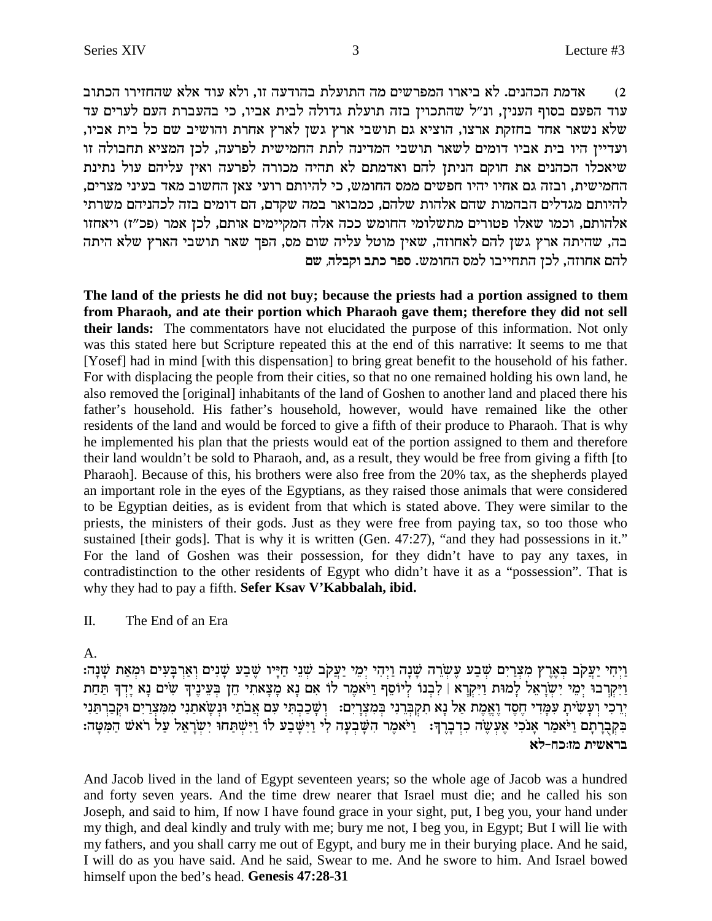2) אדמת הכהנים. לא ביארו המפרשים מה התועלת בהודעה זו, ולא עוד אלא שהחזירו הכתוב עוד הפעם בסוף הענין, ונ"ל שהתכוין בזה תועלת גדולה לבית אביו, כי בהעברת העם לערים עד שלא נשאר אחד בחזקת ארצו, הוציא גם תושבי ארץ גשן לארץ אחרת והושיב שם כל בית אביו, ועדיין היו בית אביו דומים לשאר תושבי המדינה לתת החמישית לפרעה, לכן המציא תחבולה זו שיאכלו הכהנים את חוקם הניתן להם ואדמתם לא תהיה מכורה לפרעה ואין עליהם עול נתינת החמישית, ובזה גם אחיו יהיו חפשים ממס החומש, כי להיותם רועי צאן החשוב מאד בעיני מצרים, להיותם מגדלים הבהמות שהם אלהות שלהם, כמבואר במה שקדם, הם דומים בזה לכהניהם משרתי אלהותם, וכמו שאלו פטורים מתשלומי החומש ככה אלה המקיימים אותם, לכן אמר (פכ"ז) ויאחזו בה, שהיתה ארץ גשן להם לאחוזה, שאין מוטל עליה שום מס, הפך שאר תושבי הארץ שלא היתה להם אחוזה, לכן התחייבו למס החומש. ספר כתב וקבלה, שם

**The land of the priests he did not buy; because the priests had a portion assigned to them from Pharaoh, and ate their portion which Pharaoh gave them; therefore they did not sell their lands:** The commentators have not elucidated the purpose of this information. Not only was this stated here but Scripture repeated this at the end of this narrative: It seems to me that [Yosef] had in mind [with this dispensation] to bring great benefit to the household of his father. For with displacing the people from their cities, so that no one remained holding his own land, he also removed the [original] inhabitants of the land of Goshen to another land and placed there his father's household. His father's household, however, would have remained like the other residents of the land and would be forced to give a fifth of their produce to Pharaoh. That is why he implemented his plan that the priests would eat of the portion assigned to them and therefore their land wouldn't be sold to Pharaoh, and, as a result, they would be free from giving a fifth [to Pharaoh]. Because of this, his brothers were also free from the 20% tax, as the shepherds played an important role in the eyes of the Egyptians, as they raised those animals that were considered to be Egyptian deities, as is evident from that which is stated above. They were similar to the priests, the ministers of their gods. Just as they were free from paying tax, so too those who sustained [their gods]. That is why it is written (Gen. 47:27), "and they had possessions in it." For the land of Goshen was their possession, for they didn't have to pay any taxes, in contradistinction to the other residents of Egypt who didn't have it as a "possession". That is why they had to pay a fifth. **Sefer Ksav V'Kabbalah, ibid.**

II. The End of an Era

A.

וַיְחִי יַעֲקֹב בְּאֶרֶץ מִצְרַיִם שְׁבַע עֶשְׂרֵה שָׁנָה וַיְהִי יְמֵי יַעֲקֹב שְׁנֵי חַיָּיו שֶׁבַע שָׁנִים וְאַרְבָּעִים וּמְאַת שָׁנָה: וַיִּקְרְבוּ יְמֵי יִשְׂרָאֵל לָמוּת וַיִּקְרָא | לִבְנוֹ לְיוֹסֵף וַיֹּאמֶר לוֹ אִם נָא מָצָאתִי חֵן בְּעֵינֶיךָ שִׂים נָא יָדְךָ תַּחַת יְרֵכִי וְעָשִׂיתָ עִמָּדִי חֶסֶד וֶאֱמֶת אַל נָא תִקְבְּרֵנִי בְּמִצְרָיִם: וְשָׁכַבְתִּי עִם אֲבֹתַי וּנְשָׂאתַנִי מִמִּצְרַיִם וּקְבַרְתַּנִי בִּקְבֻרָתָם וַיֹּאמַר אָנֹכִי אֶעֱשֶׂה כִדְבָרֶךָ: וַיֹּאמֶר הִשָּׁבְעָה לִי וַיִּשָּׁבַע לוֹ וַיִּשְׁתַּחוּ יִשְׂרָאֵל עַל רֹאשׁ הַמִּטָּה:
**בראשית מז:כח-לא**

And Jacob lived in the land of Egypt seventeen years; so the whole age of Jacob was a hundred and forty seven years. And the time drew nearer that Israel must die; and he called his son Joseph, and said to him, If now I have found grace in your sight, put, I beg you, your hand under my thigh, and deal kindly and truly with me; bury me not, I beg you, in Egypt; But I will lie with my fathers, and you shall carry me out of Egypt, and bury me in their burying place. And he said, I will do as you have said. And he said, Swear to me. And he swore to him. And Israel bowed himself upon the bed's head. **Genesis 47:28-31**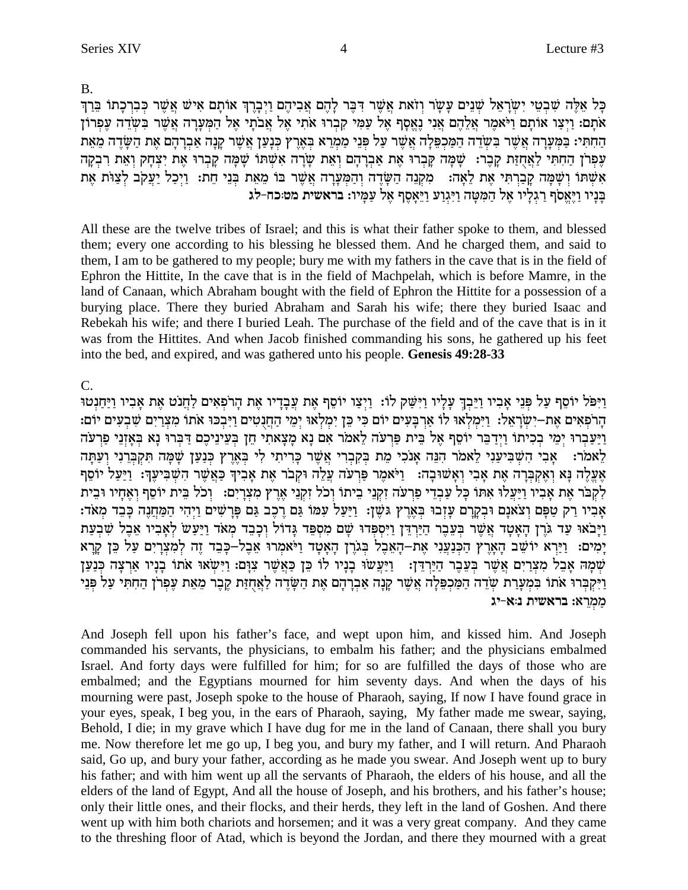B.

כָּל אֵלֶּה שִׁבְטֵי יִשְׂרָאֵל שְׁנֵים עָשָׂר וְזֹאת אֲשֶׁר דִּבֶּר לָהֶם אֲבִיהֶם וַיְבָרֶךְ אוֹתָם אִישׁ אֲשֶׁר כְּבִרְכָתוֹ בֵּרַךְ אֹתָם: וַיְצַו אוֹתָם וַיֹּאמֶר אֲלֵהֶם אֲנִי נֶאֱסָף אֶל עַמִּי קִבְרוּ אֹתִי אֶל אֲבֹתָי אֶל הַמְּעָרָה אֲשֶׁר בִּשְׂדֵה עֶפְרוֹן הַחִתִּי: בַּמְּעָרָה אֲשֶׁר בִּשְׂדֵה הַמַּכְפֵּלָה אֲשֶׁר עַל פְּנֵי מַמְרֵא בְּאֶרֶץ כְּנָעַן אֲשֶׁר קָנָה אַבְרָהָם אֶת הַשָּׂדֶה מֵאֵת עֶפְרֹן הַחִתִּי לַאֲחֻזַּת קָבֶר: שָׁמָּה קָבְרוּ אֶת אַבְרָהָם וְאֵת שָׂרָה אִשְׁתּוֹ שָׁמָּה קָבְרוּ אֶת יִצְחָק וְאֵת רִבְקָה אִשְׁתּוֹ וְשָׁמָּה קָבַרְתִּי אֶת לֵאָה: מִקְנֵה הַשָּׂדֶה וְהַמְּעָרָה אֲשֶׁר בּוֹ מֵאֵת בְּנֵי חֵת: וַיְכַל יַעֲקֹב לְצַוֹּת אֶת בָּנָיו וַיֶּאֱסֹף רַגְלָיו אֶל הַמִּטָּה וַיִּגְוַע וַיֵּאָסֶף אֶל עַמָּיו: **בראשית מט:כח-לג**

All these are the twelve tribes of Israel; and this is what their father spoke to them, and blessed them; every one according to his blessing he blessed them. And he charged them, and said to them, I am to be gathered to my people; bury me with my fathers in the cave that is in the field of Ephron the Hittite, In the cave that is in the field of Machpelah, which is before Mamre, in the land of Canaan, which Abraham bought with the field of Ephron the Hittite for a possession of a burying place. There they buried Abraham and Sarah his wife; there they buried Isaac and Rebekah his wife; and there I buried Leah. The purchase of the field and of the cave that is in it was from the Hittites. And when Jacob finished commanding his sons, he gathered up his feet into the bed, and expired, and was gathered unto his people. **Genesis 49:28-33**

C.

וַיִּפֹּל יוֹסֵף עַל פְּנֵי אָבִיו וַיֵּבְךְּ עָלָיו וַיִּשַּׁק לוֹ: וַיְצַו יוֹסֵף אֶת עֲבָדָיו אֶת הָרֹפְאִים לַחֲנֹט אֶת אָבִיו וַיַּחַנְטוּ הָרֹפְאִים אֶת-יִשְׂרָאֵל: וַיִּמְלְאוּ לוֹ אַרְבָּעִים יוֹם כִּי כֵּן יִמְלְאוּ יְמֵי הַחֲנֻטִים וַיִּבְכּוּ אֹתוֹ מִצְרַיִם שִׁבְעִים יוֹם: וַיַּעַבְרוּ יְמֵי בְכִיתוֹ וַיְדַבֵּר יוֹסֵף אֶל בֵּית פַּרְעֹה לֵאמֹר אִם נָא מָצָאתִי חֵן בְּעֵינֵיכֶם דַּבְּרוּ נָא בְּאָזְנֵי פַרְעֹה לֵאמֹר: אָבִי הִשְׁבִּיעַנִי לֵאמֹר הִנֵּה אָנֹכִי מֵת בְּקִבְרִי אֲשֶׁר כָּרִיתִי לִי בְּאֶרֶץ כְּנַעַן שָׁמָּה תִּקְבְּרֵנִי וְעַתָּה אֶעֱלֶה נָּא וְאֶקְבְּרָה אֶת אָבִי וְאָשׁוּבָה: וַיֹּאמֶר פַּרְעֹה עֲלֵה וּקְבֹר אֶת אָבִיךָ כַּאֲשֶׁר הִשְׁבִּיעֶךָ: וַיַּעַל יוֹסֵף לִקְבֹּר אֶת אָבִיו וַיַּעֲלוּ אִתּוֹ כָּל עַבְדֵי פַרְעֹה זִקְנֵי בֵיתוֹ וְכֹל זִקְנֵי אֶרֶץ מִצְרָיִם: וְכֹל בֵּית יוֹסֵף וְאֶחָיו וּבֵית אָבִיו רַק טַפָּם וְצֹאנָם וּבְקָרָם עָזְבוּ בְּאֶרֶץ גֹּשֶׁן: וַיַּעַל עִמּוֹ גַּם רֶכֶב גַּם פָּרָשִׁים וַיְהִי הַמַּחֲנֶה כָּבֵד מְאֹד: וַיָּבֹאוּ עַד גֹּרֶן הָאָטָד אֲשֶׁר בְּעֵבֶר הַיַּרְדֵּן וַיִּסְפְּדוּ שָׁם מִסְפֵּד גָּדוֹל וְכָבֵד מְאֹד וַיַּעַשׂ לְאָבִיו אֵבֶל שִׁבְעַת יָמִים: וַיַּרְא יוֹשֵׁב הָאָרֶץ הַכְּנַעֲנִי אֶת-הָאֵבֶל בְּגֹרֶן הָאָטָד וַיֹּאמְרוּ אֵבֶל-כָּבֵד זֶה לְמִצְרָיִם עַל כֵּן קָרָא שְׁמָהּ אָבֵל מִצְרַיִם אֲשֶׁר בְּעֵבֶר הַיַּרְדֵּן: וַיַּעֲשׂוּ בָנָיו לוֹ כֵּן כַּאֲשֶׁר צִוָּם: וַיִּשְׂאוּ אֹתוֹ בָנָיו אַרְצָה כְּנַעַן וַיִּקְבְּרוּ אֹתוֹ בִּמְעָרַת שְׂדֵה הַמַּכְפֵּלָה אֲשֶׁר קָנָה אַבְרָהָם אֶת הַשָּׂדֶה לַאֲחֻזַּת קֶבֶר מֵאֵת עֶפְרֹן הַחִתִּי עַל פְּנֵי מַמְרֵא: **בראשית נ:א-יג**

And Joseph fell upon his father's face, and wept upon him, and kissed him. And Joseph commanded his servants, the physicians, to embalm his father; and the physicians embalmed Israel. And forty days were fulfilled for him; for so are fulfilled the days of those who are embalmed; and the Egyptians mourned for him seventy days. And when the days of his mourning were past, Joseph spoke to the house of Pharaoh, saying, If now I have found grace in your eyes, speak, I beg you, in the ears of Pharaoh, saying, My father made me swear, saying, Behold, I die; in my grave which I have dug for me in the land of Canaan, there shall you bury me. Now therefore let me go up, I beg you, and bury my father, and I will return. And Pharaoh said, Go up, and bury your father, according as he made you swear. And Joseph went up to bury his father; and with him went up all the servants of Pharaoh, the elders of his house, and all the elders of the land of Egypt, And all the house of Joseph, and his brothers, and his father's house; only their little ones, and their flocks, and their herds, they left in the land of Goshen. And there went up with him both chariots and horsemen; and it was a very great company. And they came to the threshing floor of Atad, which is beyond the Jordan, and there they mourned with a great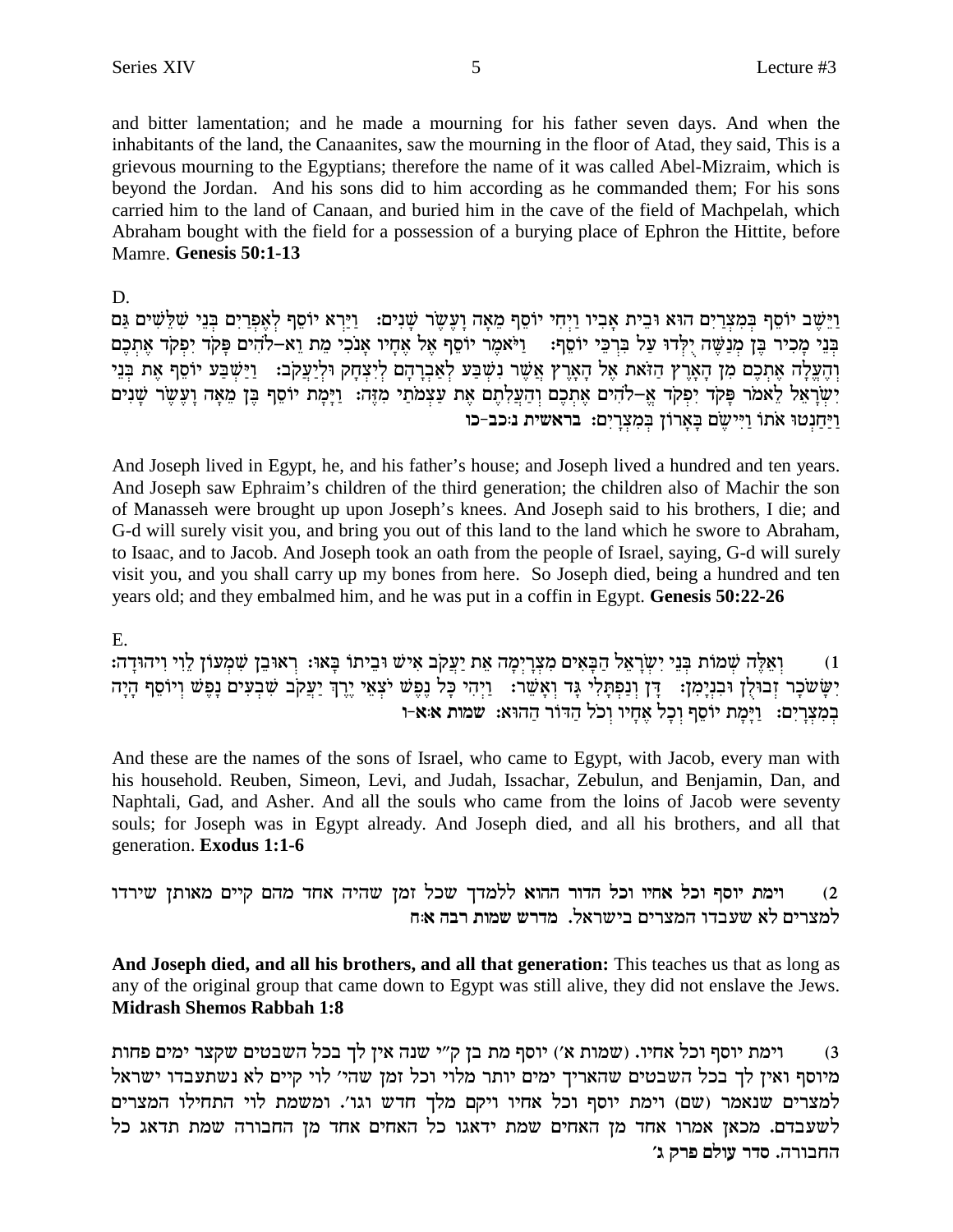and bitter lamentation; and he made a mourning for his father seven days. And when the inhabitants of the land, the Canaanites, saw the mourning in the floor of Atad, they said, This is a grievous mourning to the Egyptians; therefore the name of it was called Abel-Mizraim, which is beyond the Jordan. And his sons did to him according as he commanded them; For his sons carried him to the land of Canaan, and buried him in the cave of the field of Machpelah, which Abraham bought with the field for a possession of a burying place of Ephron the Hittite, before Mamre. **Genesis 50:1-13**

D.

וַיֵּשֶׁב יוֹסֵף בְּמִצְרַיִם הוּא וּבֵית אָבִיו וַיְחִי יוֹסֵף מֵאָה וָעֶשֶׂר שָׁנִים: וַיַּרְא יוֹסֵף לְאֶפְרַיִם בְּנֵי שִׁלֵּשִׁים גַּם בְּנֵי מָכִיר בֶּן מְנַשֶּׁה יֻלְּדוּ עַל בִּרְכֵּי יוֹסֵף: וַיֹּאמֶר יוֹסֵף אֶל אֶחָיו אָנֹכִי מֵת וֵא–לֹהִים פָּקֹד יִפְקֹד אֶתְכֶם וְהֶעֱלָה אֶתְכֶם מִן הָאָרֶץ הַזֹּאת אֶל הָאָרֶץ אֲשֶׁר נִשְׁבַּע לְאַבְרָהָם לְיִצְחָק וּלְיַעֲקֹב: וַיַּשְׁבַּע יוֹסֵף אֶת בְּנֵי יִשְׂרָאֵל לֵאמֹר פָּקֹד יִפְקֹד אֱ–לֹהִים אֶתְכֶם וְהַעֲלִתֶם אֶת עַצְמֹתַי מִזֶּה: וַיָּמָת יוֹסֵף בֶּן מֵאָה וָעֶשֶׂר שָׁנִים וַיַּחַנְטוּ אֹתוֹ וַיִּישֶׂם בָּאָרוֹן בְּמִצְרָיִם: **בראשית נ:כב-כו**

And Joseph lived in Egypt, he, and his father's house; and Joseph lived a hundred and ten years. And Joseph saw Ephraim's children of the third generation; the children also of Machir the son of Manasseh were brought up upon Joseph's knees. And Joseph said to his brothers, I die; and G-d will surely visit you, and bring you out of this land to the land which he swore to Abraham, to Isaac, and to Jacob. And Joseph took an oath from the people of Israel, saying, G-d will surely visit you, and you shall carry up my bones from here. So Joseph died, being a hundred and ten years old; and they embalmed him, and he was put in a coffin in Egypt. **Genesis 50:22-26**

E.

1) וְאֵלֶּה שְׁמוֹת בְּנֵי יִשְׂרָאֵל הַבָּאִים מִצְרָיְמָה אֵת יַעֲקֹב אִישׁ וּבֵיתוֹ בָּאוּ: רְאוּבֵן שִׁמְעוֹן לֵוִי וִיהוּדָה: יִשָּׂשכָר זְבוּלֻן וּבִנְיָמִן: דָּן וְנַפְתָּלִי גָּד וְאָשֵׁר: וַיְהִי כָּל נֶפֶשׁ יֹצְאֵי יֶרֶךְ יַעֲקֹב שִׁבְעִים נָפֶשׁ וְיוֹסֵף הָיָה בְמִצְרָיִם: וַיָּמָת יוֹסֵף וְכָל אֶחָיו וְכֹל הַדּוֹר הַהוּא: **שמות א:א-ו**

And these are the names of the sons of Israel, who came to Egypt, with Jacob, every man with his household. Reuben, Simeon, Levi, and Judah, Issachar, Zebulun, and Benjamin, Dan, and Naphtali, Gad, and Asher. And all the souls who came from the loins of Jacob were seventy souls; for Joseph was in Egypt already. And Joseph died, and all his brothers, and all that generation. **Exodus 1:1-6**

2) **וימת יוסף וכל אחיו וכל הדור ההוא** ללמדך שכל זמן שהיה אחד מהם קיים מאותן שירדו למצרים לא שעבדו המצרים בישראל. **מדרש שמות רבה א:ח**

**And Joseph died, and all his brothers, and all that generation:** This teaches us that as long as any of the original group that came down to Egypt was still alive, they did not enslave the Jews. **Midrash Shemos Rabbah 1:8**

3) וימת יוסף וכל אחיו. (שמות א׳) יוסף מת בן ק״י שנה אין לך בכל השבטים שקצר ימים פחות מיוסף ואין לך בכל השבטים שהאריך ימים יותר מלוי וכל זמן שהי׳ לוי קיים לא נשתעבדו ישראל למצרים שנאמר (שם) וימת יוסף וכל אחיו ויקם מלך חדש וגו׳. ומשמת לוי התחילו המצרים לשעבדם. מכאן אמרו אחד מן האחים שמת ידאגו כל האחים אחד מן החבורה שמת תדאג כל החבורה. **סדר עולם פרק ג׳**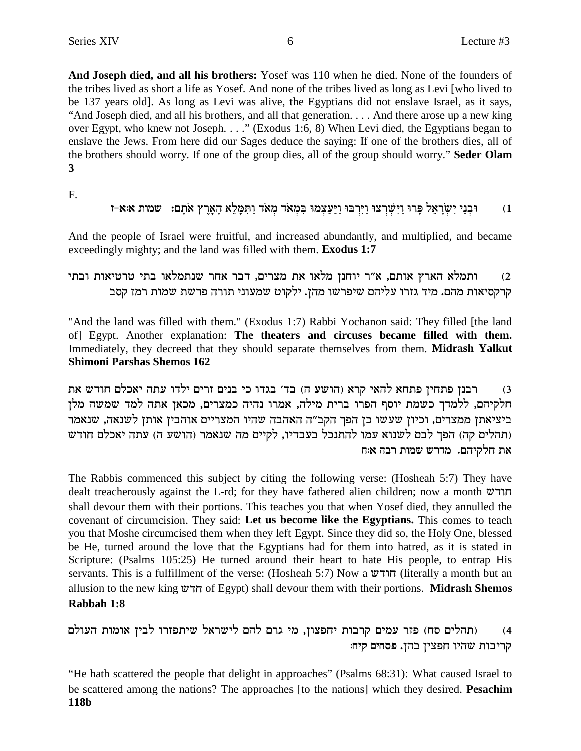**And Joseph died, and all his brothers:** Yosef was 110 when he died. None of the founders of the tribes lived as short a life as Yosef. And none of the tribes lived as long as Levi [who lived to be 137 years old]. As long as Levi was alive, the Egyptians did not enslave Israel, as it says, "And Joseph died, and all his brothers, and all that generation. . . . And there arose up a new king over Egypt, who knew not Joseph. . . ." (Exodus 1:6, 8) When Levi died, the Egyptians began to enslave the Jews. From here did our Sages deduce the saying: If one of the brothers dies, all of the brothers should worry. If one of the group dies, all of the group should worry." **Seder Olam 3**

F.

1) וּבְנֵי יִשְׂרָאֵל פָּרוּ וַיִּשְׁרְצוּ וַיִּרְבּוּ וַיַּעַצְמוּ בִּמְאֹד מְאֹד וַתִּמָּלֵא הָאָרֶץ אֹתָם: **שמות א:א-ז**

And the people of Israel were fruitful, and increased abundantly, and multiplied, and became exceedingly mighty; and the land was filled with them. **Exodus 1:7**

2) ותמלא הארץ אותם, א"ר יוחנן מלאו את מצרים, דבר אחר שנתמלאו בתי טרטיאות ובתי קרקסיאות מהם. מיד גזרו עליהם שיפרשו מהן. ילקוט שמעוני תורה פרשת שמות רמז קסב

"And the land was filled with them." (Exodus 1:7) Rabbi Yochonon said: They filled [the land of] Egypt. Another explanation: **The theaters and circuses became filled with them.** Immediately, they decreed that they should separate themselves from them. **Midrash Yalkut Shimoni Parshas Shemos 162**

3) רבנן פתחין פתחא להאי קרא (הושע ה) בד' בגדו כי בנים זרים ילדו עתה יאכלם חודש את חלקיהם, ללמדך כשמת יוסף הפרו ברית מילה, אמרו נהיה כמצרים, מכאן אתה למד שמשה מלן ביציאתן ממצרים, וכיון שעשו כן הפך הקב"ה האהבה שהיו המצריים אוהבין אותן לשנאה, שנאמר (תהלים קה) הפך לבם לשנוא עמו להתנכל בעבדיו, לקיים מה שנאמר (הושע ה) עתה יאכלם חודש את חלקיהם. **מדרש שמות רבה א:ח**

The Rabbis commenced this subject by citing the following verse: (Hosheah 5:7) They have dealt treacherously against the L-rd; for they have fathered alien children; now a month חודש shall devour them with their portions. This teaches you that when Yosef died, they annulled the covenant of circumcision. They said: **Let us become like the Egyptians.** This comes to teach you that Moshe circumcised them when they left Egypt. Since they did so, the Holy One, blessed be He, turned around the love that the Egyptians had for them into hatred, as it is stated in Scripture: (Psalms 105:25) He turned around their heart to hate His people, to entrap His servants. This is a fulfillment of the verse: (Hosheah 5:7) Now a חודש (literally a month but an allusion to the new king חדש of Egypt) shall devour them with their portions. **Midrash Shemos Rabbah 1:8**

4) (תהלים סח) פזר עמים קרבות יחפצון, מי גרם להם לישראל שיתפזרו לבין אומות העולם קריבות שהיו חפצין בהן. **פסחים קיח:**

"He hath scattered the people that delight in approaches" (Psalms 68:31): What caused Israel to be scattered among the nations? The approaches [to the nations] which they desired. **Pesachim 118b**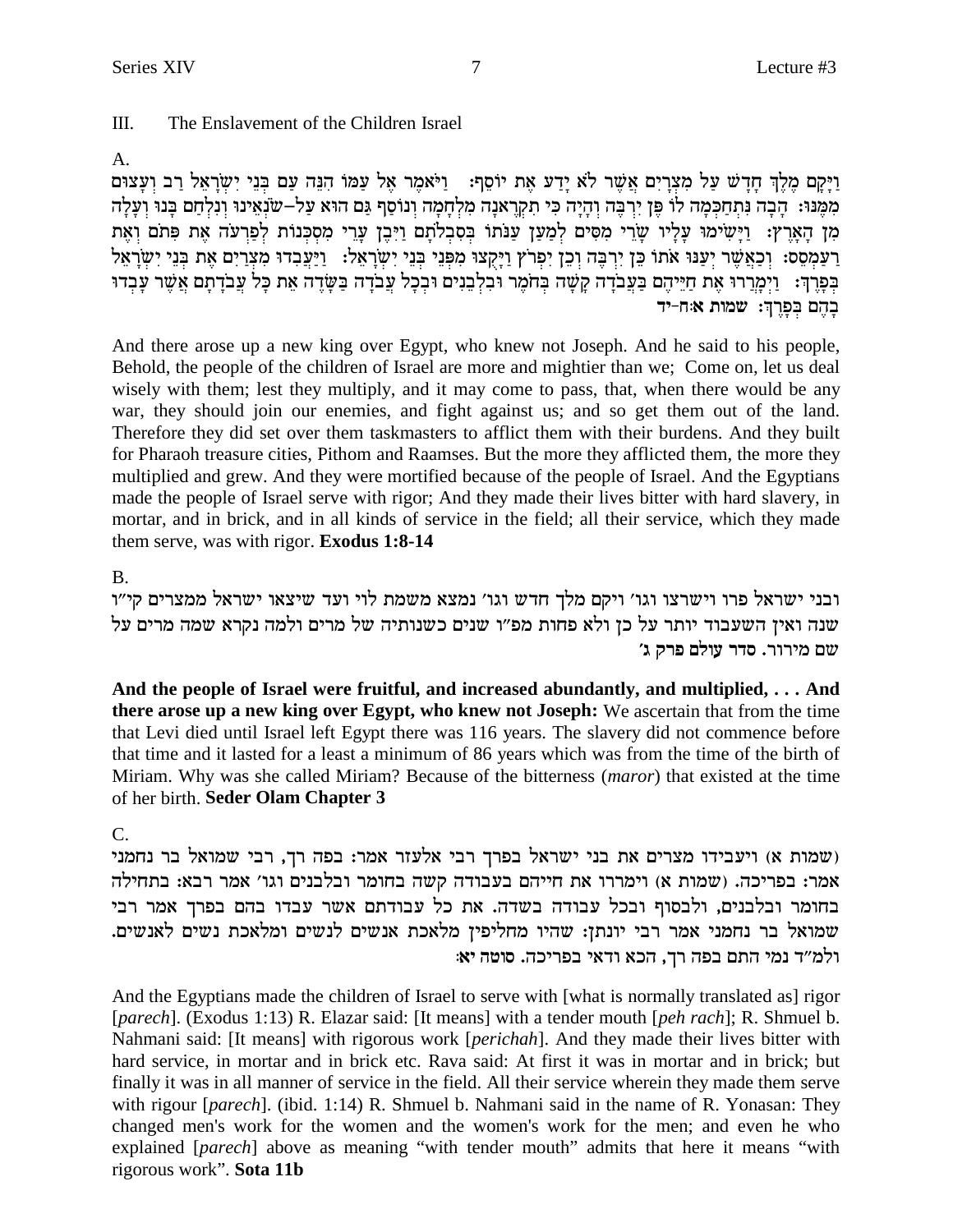III. The Enslavement of the Children Israel

A.

וַיָּקָם מֶלֶךְ חָדָשׁ עַל מִצְרָיִם אֲשֶׁר לֹא יָדַע אֶת יוֹסֵף: וַיֹּאמֶר אֶל עַמּוֹ הִנֵּה עַם בְּנֵי יִשְׂרָאֵל רַב וְעָצוּם מִמֶּנּוּ: הָבָה נִתְחַכְּמָה לוֹ פֶּן יִרְבֶּה וְהָיָה כִּי תִקְרֶאנָה מִלְחָמָה וְנוֹסַף גַּם הוּא עַל-שֹׂנְאֵינוּ וְנִלְחַם בָּנוּ וְעָלָה מִן הָאָרֶץ: וַיָּשִׂימוּ עָלָיו שָׂרֵי מִסִּים לְמַעַן עַנֹּתוֹ בְּסִבְלֹתָם וַיִּבֶן עָרֵי מִסְכְּנוֹת לְפַרְעֹה אֶת פִּתֹם וְאֶת רַעַמְסֵס: וְכַאֲשֶׁר יְעַנּוּ אֹתוֹ כֵּן יִרְבֶּה וְכֵן יִפְרֹץ וַיָּקֻצוּ מִפְּנֵי בְּנֵי יִשְׂרָאֵל: וַיַּעֲבִדוּ מִצְרַיִם אֶת בְּנֵי יִשְׂרָאֵל בְּפָרֶךְ: וַיְמָרְרוּ אֶת חַיֵּיהֶם בַּעֲבֹדָה קָשָׁה בְּחֹמֶר וּבִלְבֵנִים וּבְכָל עֲבֹדָה בַּשָּׂדֶה אֵת כָּל עֲבֹדָתָם אֲשֶׁר עָבְדוּ בָהֶם בְּפָרֶךְ: **שמות א:ח-יד**

And there arose up a new king over Egypt, who knew not Joseph. And he said to his people, Behold, the people of the children of Israel are more and mightier than we; Come on, let us deal wisely with them; lest they multiply, and it may come to pass, that, when there would be any war, they should join our enemies, and fight against us; and so get them out of the land. Therefore they did set over them taskmasters to afflict them with their burdens. And they built for Pharaoh treasure cities, Pithom and Raamses. But the more they afflicted them, the more they multiplied and grew. And they were mortified because of the people of Israel. And the Egyptians made the people of Israel serve with rigor; And they made their lives bitter with hard slavery, in mortar, and in brick, and in all kinds of service in the field; all their service, which they made them serve, was with rigor. **Exodus 1:8-14**

B.

ובני ישראל פרו וישרצו וגו׳ ויקם מלך חדש וגו׳ נמצא משמת לוי ועד שיצאו ישראל ממצרים קי״ו שנה ואין השעבוד יותר על כן ולא פחות מפ״ו שנים כשנותיה של מרים ולמה נקרא שמה מרים על שם מירור. **סדר עולם פרק ג׳**

**And the people of Israel were fruitful, and increased abundantly, and multiplied, . . . And there arose up a new king over Egypt, who knew not Joseph:** We ascertain that from the time that Levi died until Israel left Egypt there was 116 years. The slavery did not commence before that time and it lasted for a least a minimum of 86 years which was from the time of the birth of Miriam. Why was she called Miriam? Because of the bitterness (*maror*) that existed at the time of her birth. **Seder Olam Chapter 3**

C.

(שמות א) ויעבידו מצרים את בני ישראל בפרך רבי אלעזר אמר: בפה רך, רבי שמואל בר נחמני אמר: בפריכה. (שמות א) וימררו את חייהם בעבודה קשה בחומר ובלבנים וגו׳ אמר רבא: בתחילה בחומר ובלבנים, ולבסוף ובכל עבודה בשדה. את כל עבודתם אשר עבדו בהם בפרך אמר רבי שמואל בר נחמני אמר רבי יונתן: שהיו מחליפין מלאכת אנשים לנשים ומלאכת נשים לאנשים. ולמ״ד נמי התם בפה רך, הכא ודאי בפריכה. **סוטה יא:**

And the Egyptians made the children of Israel to serve with [what is normally translated as] rigor [*parech*]. (Exodus 1:13) R. Elazar said: [It means] with a tender mouth [*peh rach*]; R. Shmuel b. Nahmani said: [It means] with rigorous work [*perichah*]. And they made their lives bitter with hard service, in mortar and in brick etc. Rava said: At first it was in mortar and in brick; but finally it was in all manner of service in the field. All their service wherein they made them serve with rigour [*parech*]. (ibid. 1:14) R. Shmuel b. Nahmani said in the name of R. Yonasan: They changed men's work for the women and the women's work for the men; and even he who explained [*parech*] above as meaning "with tender mouth" admits that here it means "with rigorous work". **Sota 11b**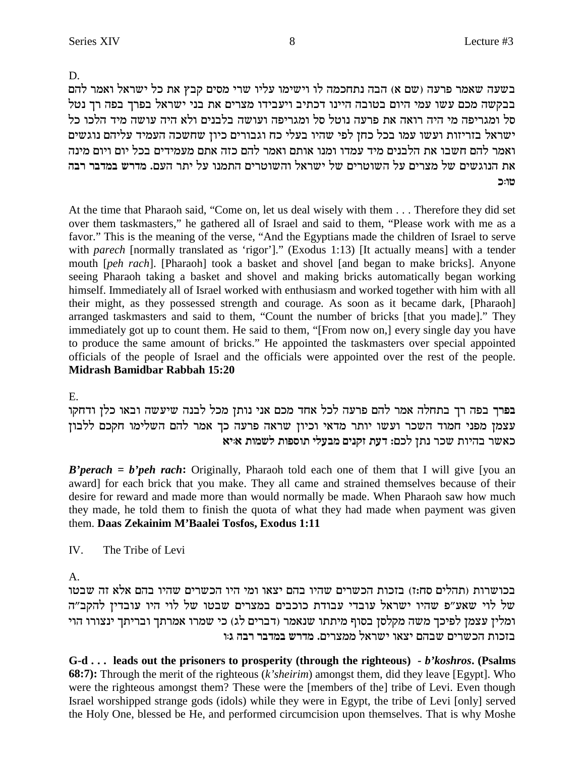D.

בשעה שאמר פרעה (שם א) הבה נתחכמה לו וישימו עליו שרי מסים קבץ את כל ישראל ואמר להם בבקשה מכם עשו עמי היום בטובה היינו דכתיב ויעבידו מצרים את בני ישראל בפרך בפה רך נטל סל ומגריפה מי היה רואה את פרעה נוטל סל ומגריפה ועושה בלבנים ולא היה עושה מיד הלכו כל ישראל בזריזות ועשו עמו בכל כחן לפי שהיו בעלי כח וגבורים כיון שחשכה העמיד עליהם נוגשים ואמר להם חשבו את הלבנים מיד עמדו ומנו אותם ואמר להם כזה אתם מעמידים בכל יום ויום מינה את הנוגשים של מצרים על השוטרים של ישראל והשוטרים התמנו על יתר העם. **מדרש במדבר רבה טו:כ**

At the time that Pharaoh said, "Come on, let us deal wisely with them . . . Therefore they did set over them taskmasters," he gathered all of Israel and said to them, "Please work with me as a favor." This is the meaning of the verse, "And the Egyptians made the children of Israel to serve with *parech* [normally translated as 'rigor']." (Exodus 1:13) [It actually means] with a tender mouth [*peh rach*]. [Pharaoh] took a basket and shovel [and began to make bricks]. Anyone seeing Pharaoh taking a basket and shovel and making bricks automatically began working himself. Immediately all of Israel worked with enthusiasm and worked together with him with all their might, as they possessed strength and courage. As soon as it became dark, [Pharaoh] arranged taskmasters and said to them, "Count the number of bricks [that you made]." They immediately got up to count them. He said to them, "[From now on,] every single day you have to produce the same amount of bricks." He appointed the taskmasters over special appointed officials of the people of Israel and the officials were appointed over the rest of the people. **Midrash Bamidbar Rabbah 15:20**

E.

**בפרך** בפה רך בתחלה אמר להם פרעה לכל אחד מכם אני נותן מכל לבנה שיעשה ובאו כלן ודחקו עצמן מפני חמוד השכר ועשו יותר מדאי וכיון שראה פרעה כך אמר להם השלימו חקכם ללבון כאשר בהיות שכר נתן לכם: **דעת זקנים מבעלי תוספות לשמות א:יא**

***B'perach = b'peh rach*:** Originally, Pharaoh told each one of them that I will give [you an award] for each brick that you make. They all came and strained themselves because of their desire for reward and made more than would normally be made. When Pharaoh saw how much they made, he told them to finish the quota of what they had made when payment was given them. **Daas Zekainim M'Baalei Tosfos, Exodus 1:11**

IV. The Tribe of Levi

A.

בכושרות (תהלים סח:ז) בזכות הכשרים שהיו בהם יצאו ומי היו הכשרים שהיו בהם אלא זה שבטו של לוי שאע״פ שהיו ישראל עובדי עבודת כוכבים במצרים שבטו של לוי היו עובדין להקב״ה ומלין עצמן לפיכך משה מקלסן בסוף מיתתו שנאמר (דברים לג) כי שמרו אמרתך ובריתך ינצורו הוי בזכות הכשרים שבהם יצאו ישראל ממצרים. **מדרש במדבר רבה ג:ו**

**G-d . . . leads out the prisoners to prosperity (through the righteous) - *b'koshros*. (Psalms 68:7):** Through the merit of the righteous (*k'sheirim*) amongst them, did they leave [Egypt]. Who were the righteous amongst them? These were the [members of the] tribe of Levi. Even though Israel worshipped strange gods (idols) while they were in Egypt, the tribe of Levi [only] served the Holy One, blessed be He, and performed circumcision upon themselves. That is why Moshe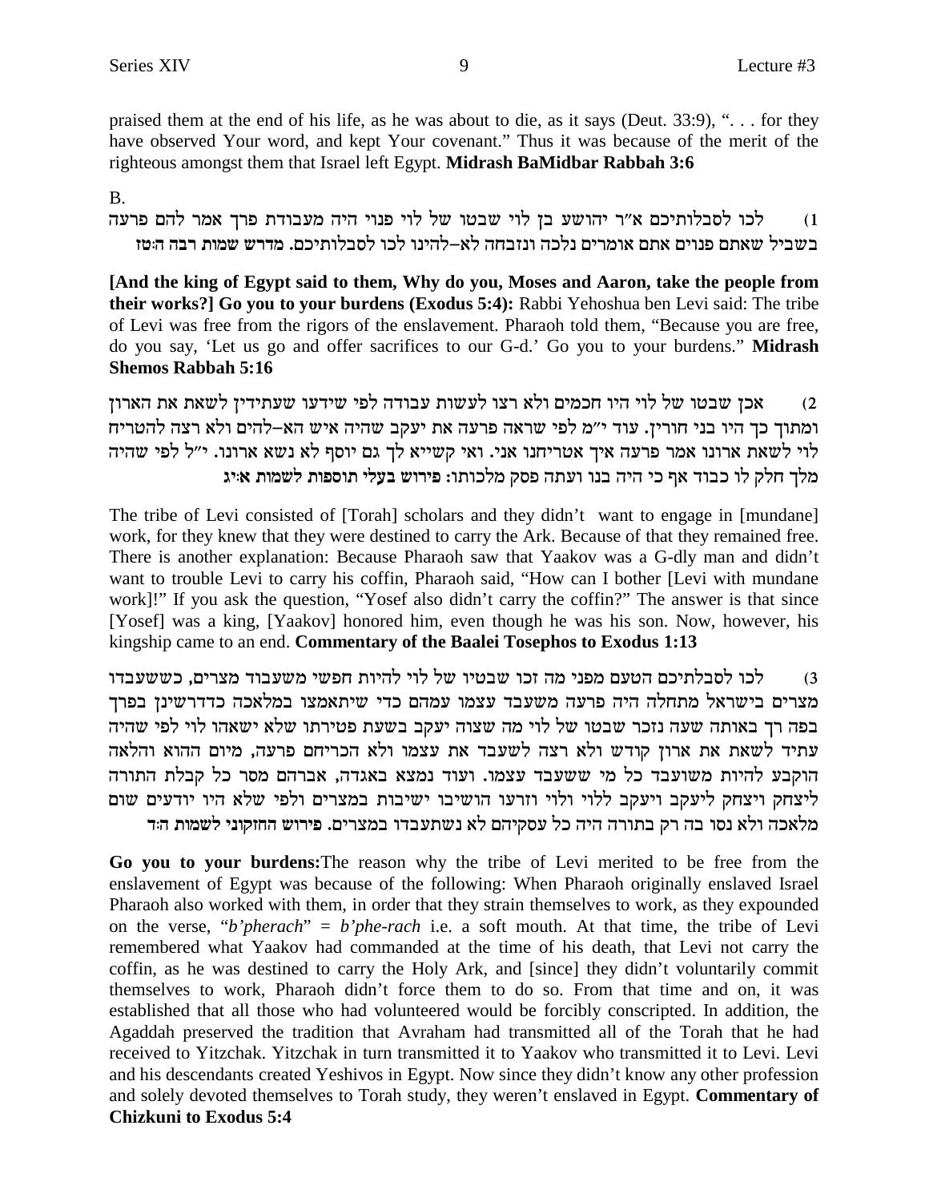praised them at the end of his life, as he was about to die, as it says (Deut. 33:9), ". . . for they have observed Your word, and kept Your covenant." Thus it was because of the merit of the righteous amongst them that Israel left Egypt. **Midrash BaMidbar Rabbah 3:6**

B.

1) לכו לסבלותיכם א"ר יהושע בן לוי שבטו של לוי פנוי היה מעבודת פרך אמר להם פרעה בשביל שאתם פנוים אתם אומרים נלכה ונזבחה לא–להינו לכו לסבלותיכם. **מדרש שמות רבה ה:טז**

**[And the king of Egypt said to them, Why do you, Moses and Aaron, take the people from their works?] Go you to your burdens (Exodus 5:4):** Rabbi Yehoshua ben Levi said: The tribe of Levi was free from the rigors of the enslavement. Pharaoh told them, "Because you are free, do you say, 'Let us go and offer sacrifices to our G-d.' Go you to your burdens." **Midrash Shemos Rabbah 5:16**

2) אכן שבטו של לוי היו חכמים ולא רצו לעשות עבודה לפי שידעו שעתידין לשאת את הארון ומתוך כך היו בני חורין. עוד י"מ לפי שראה פרעה את יעקב שהיה איש הא–להים ולא רצה להטריח לוי לשאת ארונו אמר פרעה איך אטריחנו אני. ואי קשייא לך גם יוסף לא נשא ארונו. י"ל לפי שהיה מלך חלק לו כבוד אף כי היה בנו ועתה פסק מלכותו: **פירוש בעלי תוספות לשמות א:יג**

The tribe of Levi consisted of [Torah] scholars and they didn't want to engage in [mundane] work, for they knew that they were destined to carry the Ark. Because of that they remained free. There is another explanation: Because Pharaoh saw that Yaakov was a G-dly man and didn't want to trouble Levi to carry his coffin, Pharaoh said, "How can I bother [Levi with mundane work]!" If you ask the question, "Yosef also didn't carry the coffin?" The answer is that since [Yosef] was a king, [Yaakov] honored him, even though he was his son. Now, however, his kingship came to an end. **Commentary of the Baalei Tosephos to Exodus 1:13**

3) לכו לסבלתיכם הטעם מפני מה זכו שבטיו של לוי להיות חפשי משעבוד מצרים, כששעבדו מצרים בישראל מתחלה היה פרעה משעבד עצמו עמהם כדי שיתאמצו במלאכה כדדרשינן בפרך בפה רך באותה שעה נזכר שבטו של לוי מה שצוה יעקב בשעת פטירתו שלא ישאהו לוי לפי שהיה עתיד לשאת את ארון קודש ולא רצה לשעבד את עצמו ולא הכריחם פרעה, מיום ההוא והלאה הוקבע להיות משועבד כל מי ששעבד עצמו. ועוד נמצא באגדה, אברהם מסר כל קבלת התורה ליצחק ויצחק ליעקב ויעקב ללוי ולוי וזרעו הושיבו ישיבות במצרים ולפי שלא היו יודעים שום מלאכה ולא נסו בה רק בתורה היה כל עסקיהם לא נשתעבדו במצרים. **פירוש החזקוני לשמות ה:ד**

**Go you to your burdens:** The reason why the tribe of Levi merited to be free from the enslavement of Egypt was because of the following: When Pharaoh originally enslaved Israel Pharaoh also worked with them, in order that they strain themselves to work, as they expounded on the verse, "*b'pherach*" = *b'phe-rach* i.e. a soft mouth. At that time, the tribe of Levi remembered what Yaakov had commanded at the time of his death, that Levi not carry the coffin, as he was destined to carry the Holy Ark, and [since] they didn't voluntarily commit themselves to work, Pharaoh didn't force them to do so. From that time and on, it was established that all those who had volunteered would be forcibly conscripted. In addition, the Agaddah preserved the tradition that Avraham had transmitted all of the Torah that he had received to Yitzchak. Yitzchak in turn transmitted it to Yaakov who transmitted it to Levi. Levi and his descendants created Yeshivos in Egypt. Now since they didn't know any other profession and solely devoted themselves to Torah study, they weren't enslaved in Egypt. **Commentary of Chizkuni to Exodus 5:4**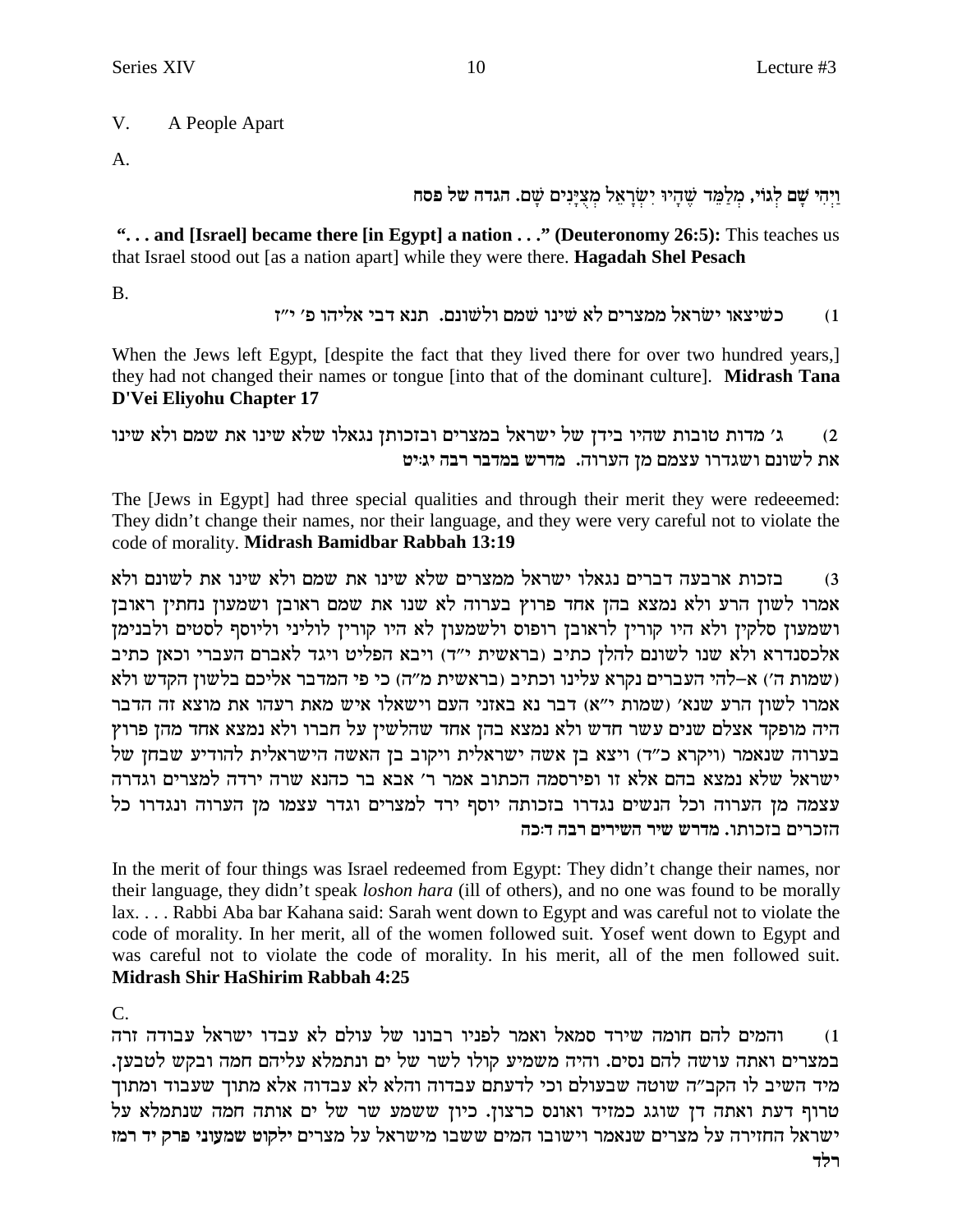V. A People Apart

A.

וַיְהִי שָׁם לְגוֹי, מְלַמֵּד שֶׁהָיוּ יִשְׂרָאֵל מְצֻיָּנִים שָׁם. הגדה של פסח

**". . . and [Israel] became there [in Egypt] a nation . . ." (Deuteronomy 26:5):** This teaches us that Israel stood out [as a nation apart] while they were there. **Hagadah Shel Pesach**

B.

1) כשיצאו ישראל ממצרים לא שינו שמם ולשונם. תנא דבי אליהו פ׳ י״ז

When the Jews left Egypt, [despite the fact that they lived there for over two hundred years,] they had not changed their names or tongue [into that of the dominant culture]. **Midrash Tana D'Vei Eliyohu Chapter 17**

2) ג׳ מדות טובות שהיו בידן של ישראל במצרים ובזכותן נגאלו שלא שינו את שמם ולא שינו את לשונם ושגדרו עצמם מן הערוה. מדרש במדבר רבה יג:יט

The [Jews in Egypt] had three special qualities and through their merit they were redeeemed: They didn't change their names, nor their language, and they were very careful not to violate the code of morality. **Midrash Bamidbar Rabbah 13:19**

3) בזכות ארבעה דברים נגאלו ישראל ממצרים שלא שינו את שמם ולא שינו את לשונם ולא אמרו לשון הרע ולא נמצא בהן אחד פרוץ בערוה לא שנו את שמם ראובן ושמעון נחתין ראובן ושמעון סלקין ולא היו קורין לראובן רופוס ולשמעון לא היו קורין לוליני וליוסף לסטים ולבנימן אלכסנדרא ולא שנו לשונם להלן כתיב (בראשית י״ד) ויבא הפליט ויגד לאברם העברי וכאן כתיב (שמות ה׳) א–להי העברים נקרא עלינו וכתיב (בראשית מ״ה) כי פי המדבר אליכם בלשון הקדש ולא אמרו לשון הרע שנא׳ (שמות י״א) דבר נא באזני העם וישאלו איש מאת רעהו את מוצא זה הדבר היה מופקד אצלם שנים עשר חדש ולא נמצא בהן אחד שהלשין על חברו ולא נמצא אחד מהן פרוץ בערוה שנאמר (ויקרא כ״ד) ויצא בן אשה ישראלית ויקוב בן האשה הישראלית להודיע שבחן של ישראל שלא נמצא בהם אלא זו ופירסמה הכתוב אמר ר׳ אבא בר כהנא שרה ירדה למצרים וגדרה עצמה מן הערוה וכל הנשים נגדרו בזכותה יוסף ירד למצרים וגדר עצמו מן הערוה ונגדרו כל הזכרים בזכותו. מדרש שיר השירים רבה ד:כה

In the merit of four things was Israel redeemed from Egypt: They didn't change their names, nor their language, they didn't speak *loshon hara* (ill of others), and no one was found to be morally lax. . . . Rabbi Aba bar Kahana said: Sarah went down to Egypt and was careful not to violate the code of morality. In her merit, all of the women followed suit. Yosef went down to Egypt and was careful not to violate the code of morality. In his merit, all of the men followed suit. **Midrash Shir HaShirim Rabbah 4:25**

C.

1) והמים להם חומה שירד סמאל ואמר לפניו רבונו של עולם לא עבדו ישראל עבודה זרה במצרים ואתה עושה להם נסים. והיה משמיע קולו לשר של ים ונתמלא עליהם חמה ובקש לטבען. מיד השיב לו הקב״ה שוטה שבעולם וכי לדעתם עבדוה והלא לא עבדוה אלא מתוך שעבוד ומתוך טרוף דעת ואתה דן שוגג כמזיד ואונס כרצון. כיון ששמע שר של ים אותה חמה שנתמלא על ישראל החזירה על מצרים שנאמר וישובו המים ששבו מישראל על מצרים ילקוט שמעוני פרק יד רמז רלד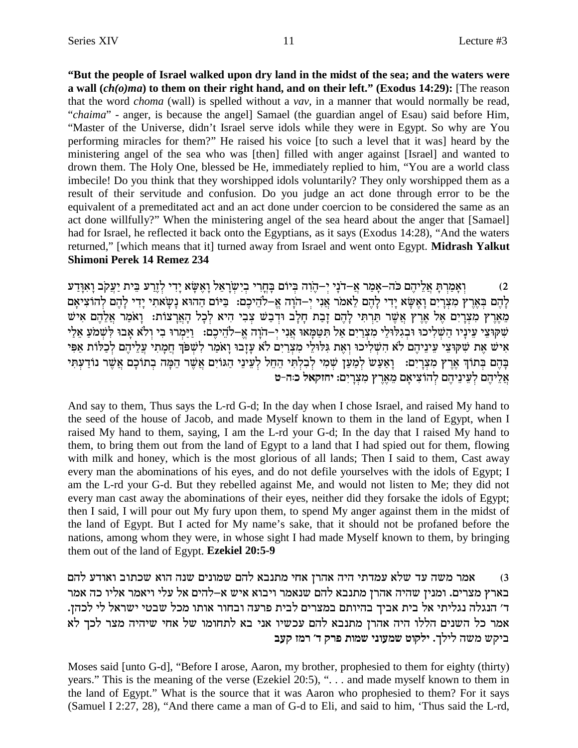**"But the people of Israel walked upon dry land in the midst of the sea; and the waters were a wall (*ch(o)ma*) to them on their right hand, and on their left." (Exodus 14:29):** [The reason that the word *choma* (wall) is spelled without a *vav*, in a manner that would normally be read, "*chaima*" - anger, is because the angel] Samael (the guardian angel of Esau) said before Him, "Master of the Universe, didn't Israel serve idols while they were in Egypt. So why are You performing miracles for them?" He raised his voice [to such a level that it was] heard by the ministering angel of the sea who was [then] filled with anger against [Israel] and wanted to drown them. The Holy One, blessed be He, immediately replied to him, "You are a world class imbecile! Do you think that they worshipped idols voluntarily? They only worshipped them as a result of their servitude and confusion. Do you judge an act done through error to be the equivalent of a premeditated act and an act done under coercion to be considered the same as an act done willfully?" When the ministering angel of the sea heard about the anger that [Samael] had for Israel, he reflected it back onto the Egyptians, as it says (Exodus 14:28), "And the waters returned," [which means that it] turned away from Israel and went onto Egypt. **Midrash Yalkut Shimoni Perek 14 Remez 234**

2) וְאָמַרְתָּ אֲלֵיהֶם כֹּה-אָמַר אֲ-דֹנָי יֱ-הֹוִה בְּיוֹם בָּחֳרִי בְיִשְׂרָאֵל וָאֶשָּׂא יָדִי לְזֶרַע בֵּית יַעֲקֹב וָאִוָּדַע לָהֶם בְּאֶרֶץ מִצְרָיִם וָאֶשָּׂא יָדִי לָהֶם לֵאמֹר אֲנִי יְ-הֹוָה אֱ-לֹהֵיכֶם: בַּיּוֹם הַהוּא נָשָׂאתִי יָדִי לָהֶם לְהוֹצִיאָם מֵאֶרֶץ מִצְרָיִם אֶל אֶרֶץ אֲשֶׁר תַּרְתִּי לָהֶם זָבַת חָלָב וּדְבַשׁ צְבִי הִיא לְכָל הָאֲרָצוֹת: וָאֹמַר אֲלֵהֶם אִישׁ שִׁקּוּצֵי עֵינָיו הַשְׁלִיכוּ וּבְגִלּוּלֵי מִצְרַיִם אַל תִּטַּמָּאוּ אֲנִי יְ-הֹוָה אֱ-לֹהֵיכֶם: וַיַּמְרוּ בִי וְלֹא אָבוּ לִשְׁמֹעַ אֵלַי אִישׁ אֶת שִׁקּוּצֵי עֵינֵיהֶם לֹא הִשְׁלִיכוּ וְאֶת גִּלּוּלֵי מִצְרַיִם לֹא עָזָבוּ וָאֹמַר לִשְׁפֹּךְ חֲמָתִי עֲלֵיהֶם לְכַלּוֹת אַפִּי בָּהֶם בְּתוֹךְ אֶרֶץ מִצְרָיִם: וָאַעַשׂ לְמַעַן שְׁמִי לְבִלְתִּי הֵחֵל לְעֵינֵי הַגּוֹיִם אֲשֶׁר הֵמָּה בְתוֹכָם אֲשֶׁר נוֹדַעְתִּי אֲלֵיהֶם לְעֵינֵיהֶם לְהוֹצִיאָם מֵאֶרֶץ מִצְרָיִם: יחזקאל כ:ה-ט

And say to them, Thus says the L-rd G-d; In the day when I chose Israel, and raised My hand to the seed of the house of Jacob, and made Myself known to them in the land of Egypt, when I raised My hand to them, saying, I am the L-rd your G-d; In the day that I raised My hand to them, to bring them out from the land of Egypt to a land that I had spied out for them, flowing with milk and honey, which is the most glorious of all lands; Then I said to them, Cast away every man the abominations of his eyes, and do not defile yourselves with the idols of Egypt; I am the L-rd your G-d. But they rebelled against Me, and would not listen to Me; they did not every man cast away the abominations of their eyes, neither did they forsake the idols of Egypt; then I said, I will pour out My fury upon them, to spend My anger against them in the midst of the land of Egypt. But I acted for My name's sake, that it should not be profaned before the nations, among whom they were, in whose sight I had made Myself known to them, by bringing them out of the land of Egypt. **Ezekiel 20:5-9**

3) אמר משה עד שלא עמדתי היה אהרן אחי מתנבא להם שמונים שנה הוא שכתוב ואודע להם בארץ מצרים. ומנין שהיה אהרן מתנבא להם שנאמר ויבוא איש א-להים אל עלי ויאמר אליו כה אמר ד' הנגלה נגליתי אל בית אביך בהיותם במצרים לבית פרעה ובחור אותו מכל שבטי ישראל לי לכהן. אמר כל השנים הללו היה אהרן מתנבא להם עכשיו אני בא לתחומו של אחי שיהיה מצר לכך לא ביקש משה לילך. ילקוט שמעוני שמות פרק ד' רמז קעב

Moses said [unto G-d], "Before I arose, Aaron, my brother, prophesied to them for eighty (thirty) years." This is the meaning of the verse (Ezekiel 20:5), ". . . and made myself known to them in the land of Egypt." What is the source that it was Aaron who prophesied to them? For it says (Samuel I 2:27, 28), "And there came a man of G-d to Eli, and said to him, 'Thus said the L-rd,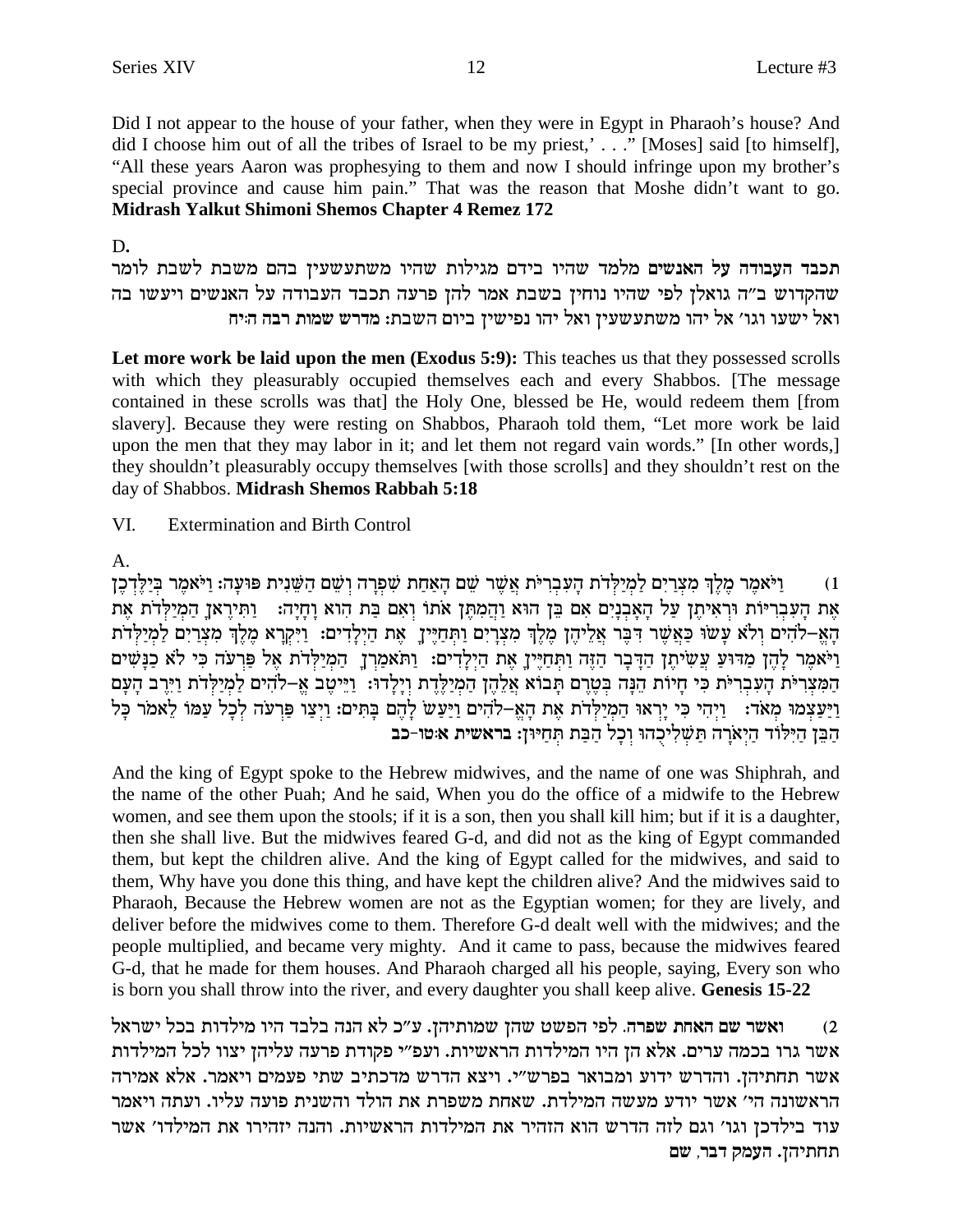Did I not appear to the house of your father, when they were in Egypt in Pharaoh's house? And did I choose him out of all the tribes of Israel to be my priest,' . . ." [Moses] said [to himself], "All these years Aaron was prophesying to them and now I should infringe upon my brother's special province and cause him pain." That was the reason that Moshe didn't want to go. **Midrash Yalkut Shimoni Shemos Chapter 4 Remez 172**

D.

**תכבד העבודה על האנשים מלמד שהיו בידם מגילות שהיו משתעשעין בהם משבת לשבת לומר שהקדוש ב"ה גואלן לפי שהיו נוחין בשבת אמר להן פרעה תכבד העבודה על האנשים ויעשו בה ואל ישעו וגו' אל יהו משתעשעין ואל יהו נפישין ביום השבת: מדרש שמות רבה ה:יח**

**Let more work be laid upon the men (Exodus 5:9):** This teaches us that they possessed scrolls with which they pleasurably occupied themselves each and every Shabbos. [The message contained in these scrolls was that] the Holy One, blessed be He, would redeem them [from slavery]. Because they were resting on Shabbos, Pharaoh told them, "Let more work be laid upon the men that they may labor in it; and let them not regard vain words." [In other words,] they shouldn't pleasurably occupy themselves [with those scrolls] and they shouldn't rest on the day of Shabbos. **Midrash Shemos Rabbah 5:18**

VI. Extermination and Birth Control

A.

1) וַיֹּאמֶר מֶלֶךְ מִצְרַיִם לַמְיַלְּדֹת הָעִבְרִיֹּת אֲשֶׁר שֵׁם הָאַחַת שִׁפְרָה וְשֵׁם הַשֵּׁנִית פּוּעָה: וַיֹּאמֶר בְּיַלֶּדְכֶן אֶת הָעִבְרִיּוֹת וּרְאִיתֶן עַל הָאָבְנָיִם אִם בֵּן הוּא וַהֲמִתֶּן אֹתוֹ וְאִם בַּת הִוא וָחָיָה: וַתִּירֶאןָ הַמְיַלְּדֹת אֶת הָאֱ–לֹהִים וְלֹא עָשׂוּ כַּאֲשֶׁר דִּבֶּר אֲלֵיהֶן מֶלֶךְ מִצְרָיִם וַתְּחַיֶּיןָ אֶת הַיְלָדִים: וַיִּקְרָא מֶלֶךְ מִצְרַיִם לַמְיַלְּדֹת וַיֹּאמֶר לָהֶן מַדּוּעַ עֲשִׂיתֶן הַדָּבָר הַזֶּה וַתְּחַיֶּיןָ אֶת הַיְלָדִים: וַתֹּאמַרְןָ הַמְיַלְּדֹת אֶל פַּרְעֹה כִּי לֹא כַנָּשִׁים הַמִּצְרִיֹּת הָעִבְרִיֹּת כִּי חָיוֹת הֵנָּה בְּטֶרֶם תָּבוֹא אֲלֵהֶן הַמְיַלֶּדֶת וְיָלָדוּ: וַיֵּיטֶב אֱ–לֹהִים לַמְיַלְּדֹת וַיִּרֶב הָעָם וַיַּעַצְמוּ מְאֹד: וַיְהִי כִּי יָרְאוּ הַמְיַלְּדֹת אֶת הָאֱ–לֹהִים וַיַּעַשׂ לָהֶם בָּתִּים: וַיְצַו פַּרְעֹה לְכָל עַמּוֹ לֵאמֹר כָּל הַבֵּן הַיִּלּוֹד הַיְאֹרָה תַּשְׁלִיכֻהוּ וְכָל הַבַּת תְּחַיּוּן: **בראשית א:טו-כב**

And the king of Egypt spoke to the Hebrew midwives, and the name of one was Shiphrah, and the name of the other Puah; And he said, When you do the office of a midwife to the Hebrew women, and see them upon the stools; if it is a son, then you shall kill him; but if it is a daughter, then she shall live. But the midwives feared G-d, and did not as the king of Egypt commanded them, but kept the children alive. And the king of Egypt called for the midwives, and said to them, Why have you done this thing, and have kept the children alive? And the midwives said to Pharaoh, Because the Hebrew women are not as the Egyptian women; for they are lively, and deliver before the midwives come to them. Therefore G-d dealt well with the midwives; and the people multiplied, and became very mighty. And it came to pass, because the midwives feared G-d, that he made for them houses. And Pharaoh charged all his people, saying, Every son who is born you shall throw into the river, and every daughter you shall keep alive. **Genesis 15-22**

2) **ואשר שם האחת שפרה.** לפי הפשט שהן שמותיהן. ע"כ לא הנה בלבד היו מילדות בכל ישראל אשר גרו בכמה ערים. אלא הן היו המילדות הראשיות. ועפ"י פקודת פרעה עליהן יצוו לכל המילדות אשר תחתיהן. והדרש ידוע ומבואר בפרש"י. ויצא הדרש מדכתיב שתי פעמים ויאמר. אלא אמירה הראשונה הי' אשר יודע מעשה המילדת. שאחת משפרת את הולד והשנית פועה עליו. ועתה ויאמר עוד בילדכן וגו' וגם לזה הדרש הוא הזהיר את המילדות הראשיות. והנה יזהירו את המילדו' אשר תחתיהן. **העמק דבר, שם**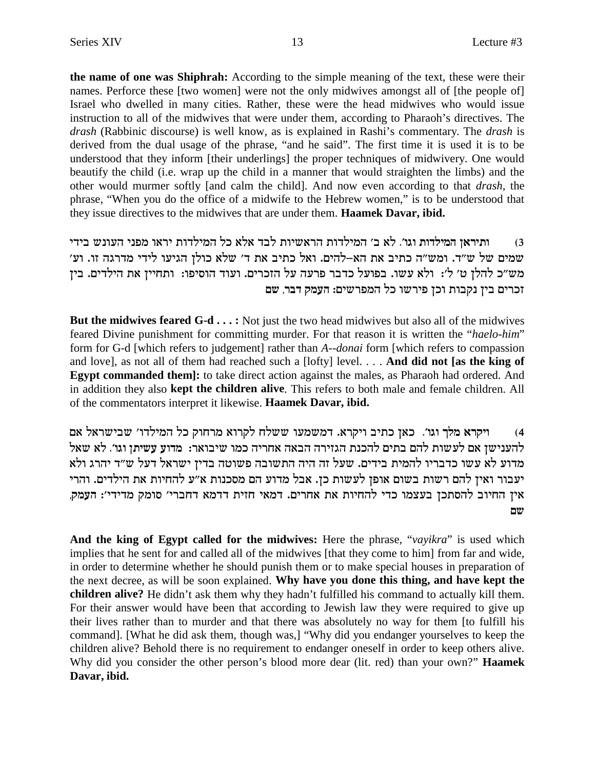**the name of one was Shiphrah:** According to the simple meaning of the text, these were their names. Perforce these [two women] were not the only midwives amongst all of [the people of] Israel who dwelled in many cities. Rather, these were the head midwives who would issue instruction to all of the midwives that were under them, according to Pharaoh's directives. The *drash* (Rabbinic discourse) is well know, as is explained in Rashi's commentary. The *drash* is derived from the dual usage of the phrase, "and he said". The first time it is used it is to be understood that they inform [their underlings] the proper techniques of midwivery. One would beautify the child (i.e. wrap up the child in a manner that would straighten the limbs) and the other would murmer softly [and calm the child]. And now even according to that *drash*, the phrase, "When you do the office of a midwife to the Hebrew women," is to be understood that they issue directives to the midwives that are under them. **Haamek Davar, ibid.**

3) **ותיראן המילדות וגו'**. לא ב' המילדות הראשיות לבד אלא כל המילדות יראו מפני העונש בידי שמים של ש"ד. ומש"ה כתיב את הא–להים. ואל כתיב את ד' שלא כולן הגיעו לידי מדרגה זו. וע' מש"כ להלן ט' ל': **ולא עשו**. בפועל כדבר פרעה על הזכרים. ועוד הוסיפו: **ותחיין את הילדים**. בין זכרים בין נקבות וכן פירשו כל המפרשים: **העמק דבר, שם**

**But the midwives feared G-d . . . :** Not just the two head midwives but also all of the midwives feared Divine punishment for committing murder. For that reason it is written the "*haelo-him*" form for G-d [which refers to judgement] rather than *A--donai* form [which refers to compassion and love], as not all of them had reached such a [lofty] level. . . . **And did not [as the king of Egypt commanded them]:** to take direct action against the males, as Pharaoh had ordered. And in addition they also **kept the children alive**. This refers to both male and female children. All of the commentators interpret it likewise. **Haamek Davar, ibid.**

4) **ויקרא מלך וגו'**. כאן כתיב ויקרא. דמשמעו ששלח לקרוא מרחוק כל המילדו' שבישראל אם להענישן אם לעשות להם בתים להכנת הגזירה הבאה אחריה כמו שיבואר: **מדוע עשיתן וגו'**. לא שאל מדוע לא עשו כדבריו להמית בידים. שעל זה היה התשובה פשוטה בדין ישראל דעל ש"ד יהרג ולא יעבור ואין להם רשות בשום אופן לעשות כן. אבל מדוע הם מסכנות א"ע להחיות את הילדים. והרי אין החיוב להסתכן בעצמו כדי להחיות את אחרים. דמאי חזית דדמא דחברי' סומק מדידי': **העמק, שם**

**And the king of Egypt called for the midwives:** Here the phrase, "*vayikra*" is used which implies that he sent for and called all of the midwives [that they come to him] from far and wide, in order to determine whether he should punish them or to make special houses in preparation of the next decree, as will be soon explained. **Why have you done this thing, and have kept the children alive?** He didn't ask them why they hadn't fulfilled his command to actually kill them. For their answer would have been that according to Jewish law they were required to give up their lives rather than to murder and that there was absolutely no way for them [to fulfill his command]. [What he did ask them, though was,] "Why did you endanger yourselves to keep the children alive? Behold there is no requirement to endanger oneself in order to keep others alive. Why did you consider the other person's blood more dear (lit. red) than your own?" **Haamek Davar, ibid.**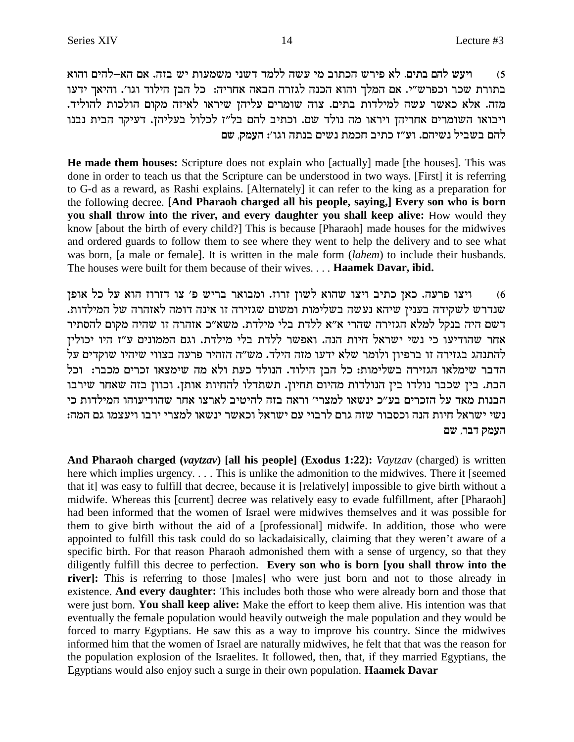5) **ויעש להם בתים**. לא פירש הכתוב מי עשה ללמד דשני משמעות יש בזה. אם הא–להים והוא בתורת שכר וכפרש"י. אם המלך והוא הכנה לגזרה הבאה אחריה: כל הבן הילוד וגו׳. והיאך ידעו מזה. אלא כאשר עשה למילדות בתים. צוה שומרים עליהן שיראו לאיזה מקום הולכות להוליד. ויבואו השומרים אחריהן ויראו מה נולד שם. וכתיב להם בל"ז לכלול בעליהן. דעיקר הבית נבנו להם בשביל נשיהם. וע"ז כתיב חכמת נשים בנתה וגו׳: **העמק, שם**

**He made them houses:** Scripture does not explain who [actually] made [the houses]. This was done in order to teach us that the Scripture can be understood in two ways. [First] it is referring to G-d as a reward, as Rashi explains. [Alternately] it can refer to the king as a preparation for the following decree. **[And Pharaoh charged all his people, saying,] Every son who is born you shall throw into the river, and every daughter you shall keep alive:** How would they know [about the birth of every child?] This is because [Pharaoh] made houses for the midwives and ordered guards to follow them to see where they went to help the delivery and to see what was born, [a male or female]. It is written in the male form (*lahem*) to include their husbands. The houses were built for them because of their wives. . . . **Haamek Davar, ibid.**

6) **ויצו פרעה**. כאן כתיב ויצו שהוא לשון זרוז. ומבואר בריש פ׳ צו דזרוז הוא על כל אופן שנדרש לשקידה בענין שיהא נעשה בשלימות ומשום שגזירה זו אינה דומה לאזהרה של המילדות. דשם היה בנקל למלא הגזירה שהרי א"א ללדת בלי מילדת. משא"כ אזהרה זו שהיה מקום להסתיר אחר שהודיעו כי נשי ישראל חיות הנה. ואפשר ללדת בלי מילדת. וגם הממונים ע"ז היו יכולין להתנהג בגזירה זו ברפיון ולומר שלא ידעו מזה הילד. מש"ה הזהיר פרעה בצווי שיהיו שוקדים על הדבר שימלאו הגזירה בשלימות: כל הבן הילוד. הנולד כעת ולא מה שימצאו זכרים מכבר: וכל הבת. בין שכבר נולדו בין הנולדות מהיום תחיון. תשתדלו להחיות אותן. וכוון בזה שאחר שירבו הבנות מאד על הזכרים ינשאו בע"כ למצרי׳ וראה בזה להיטיב לארצו אחר שהודיעוהו המילדות כי נשי ישראל חיות הנה וכסבור שזה גרם לרבוי עם ישראל וכאשר ינשאו למצרי ירבו ויעצמו גם המה: **העמק דבר, שם**

**And Pharaoh charged (*vaytzav*) [all his people] (Exodus 1:22):** *Vaytzav* (charged) is written here which implies urgency. . . . This is unlike the admonition to the midwives. There it [seemed that it] was easy to fulfill that decree, because it is [relatively] impossible to give birth without a midwife. Whereas this [current] decree was relatively easy to evade fulfillment, after [Pharaoh] had been informed that the women of Israel were midwives themselves and it was possible for them to give birth without the aid of a [professional] midwife. In addition, those who were appointed to fulfill this task could do so lackadaisically, claiming that they weren't aware of a specific birth. For that reason Pharaoh admonished them with a sense of urgency, so that they diligently fulfill this decree to perfection. **Every son who is born [you shall throw into the river]:** This is referring to those [males] who were just born and not to those already in existence. **And every daughter:** This includes both those who were already born and those that were just born. **You shall keep alive:** Make the effort to keep them alive. His intention was that eventually the female population would heavily outweigh the male population and they would be forced to marry Egyptians. He saw this as a way to improve his country. Since the midwives informed him that the women of Israel are naturally midwives, he felt that that was the reason for the population explosion of the Israelites. It followed, then, that, if they married Egyptians, the Egyptians would also enjoy such a surge in their own population. **Haamek Davar**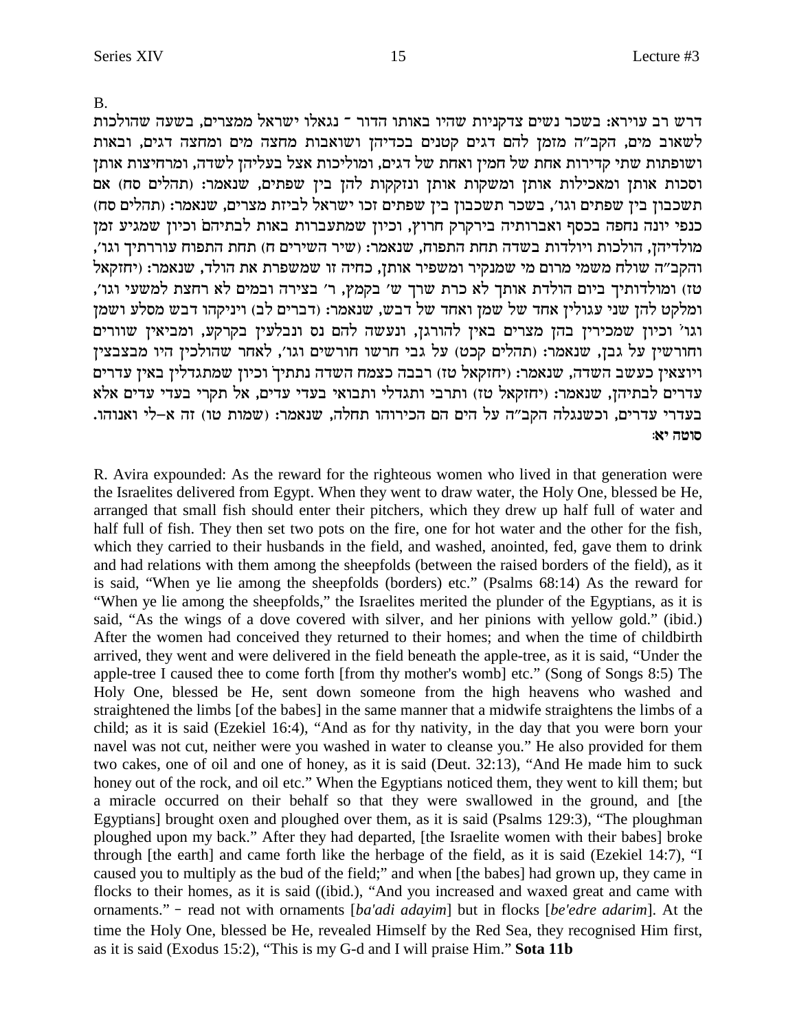B.

דרש רב עוירא: בשכר נשים צדקניות שהיו באותו הדור ־ נגאלו ישראל ממצרים, בשעה שהולכות לשאוב מים, הקב"ה מזמן להם דגים קטנים בכדיהן ושואבות מחצה מים ומחצה דגים, ובאות ושופתות שתי קדירות אחת של חמין ואחת של דגים, ומוליכות אצל בעליהן לשדה, ומרחיצות אותן וסכות אותן ומאכילות אותן ומשקות אותן ונזקקות להן בין שפתים, שנאמר: (תהלים סח) אם תשכבון בין שפתים וגו', בשכר תשכבון בין שפתים זכו ישראל לביזת מצרים, שנאמר: (תהלים סח) כנפי יונה נחפה בכסף ואברותיה בירקרק חרוץ, וכיון שמתעברות באות לבתיהם וכיון שמגיע זמן מולדיהן, הולכות ויולדות בשדה תחת התפוח, שנאמר: (שיר השירים ח) תחת התפוח עוררתיך וגו', והקב"ה שולח משמי מרום מי שמנקיר ומשפיר אותן, כחיה זו שמשפרת את הולד, שנאמר: (יחזקאל טז) ומולדותיך ביום הולדת אותך לא כרת שרך ש' בקמץ, ר' בצירה ובמים לא רחצת למשעי וגו', ומלקט להן שני עגולין אחד של שמן ואחד של דבש, שנאמר: (דברים לב) ויניקהו דבש מסלע ושמן וגו' וכיון שמכירין בהן מצרים באין להורגן, ונעשה להם נס ונבלעין בקרקע, ומביאין שוורים וחורשין על גבן, שנאמר: (תהלים קכט) על גבי חרשו חורשים וגו', לאחר שהולכין היו מבצבצין ויוצאין כעשב השדה, שנאמר: (יחזקאל טז) רבבה כצמח השדה נתתיך וכיון שמתגדלין באין עדרים עדרים לבתיהן, שנאמר: (יחזקאל טז) ותרבי ותגדלי ותבואי בעדי עדים, אל תקרי בעדי עדים אלא בעדרי עדרים, וכשנגלה הקב"ה על הים הם הכירוהו תחלה, שנאמר: (שמות טו) זה א–לי ואנוהו. **סוטה יא:**

R. Avira expounded: As the reward for the righteous women who lived in that generation were the Israelites delivered from Egypt. When they went to draw water, the Holy One, blessed be He, arranged that small fish should enter their pitchers, which they drew up half full of water and half full of fish. They then set two pots on the fire, one for hot water and the other for the fish, which they carried to their husbands in the field, and washed, anointed, fed, gave them to drink and had relations with them among the sheepfolds (between the raised borders of the field), as it is said, "When ye lie among the sheepfolds (borders) etc." (Psalms 68:14) As the reward for "When ye lie among the sheepfolds," the Israelites merited the plunder of the Egyptians, as it is said, "As the wings of a dove covered with silver, and her pinions with yellow gold." (ibid.) After the women had conceived they returned to their homes; and when the time of childbirth arrived, they went and were delivered in the field beneath the apple-tree, as it is said, "Under the apple-tree I caused thee to come forth [from thy mother's womb] etc." (Song of Songs 8:5) The Holy One, blessed be He, sent down someone from the high heavens who washed and straightened the limbs [of the babes] in the same manner that a midwife straightens the limbs of a child; as it is said (Ezekiel 16:4), "And as for thy nativity, in the day that you were born your navel was not cut, neither were you washed in water to cleanse you." He also provided for them two cakes, one of oil and one of honey, as it is said (Deut. 32:13), "And He made him to suck honey out of the rock, and oil etc." When the Egyptians noticed them, they went to kill them; but a miracle occurred on their behalf so that they were swallowed in the ground, and [the Egyptians] brought oxen and ploughed over them, as it is said (Psalms 129:3), "The ploughman ploughed upon my back." After they had departed, [the Israelite women with their babes] broke through [the earth] and came forth like the herbage of the field, as it is said (Ezekiel 14:7), "I caused you to multiply as the bud of the field;" and when [the babes] had grown up, they came in flocks to their homes, as it is said ((ibid.), "And you increased and waxed great and came with ornaments." - read not with ornaments [*ba'adi adayim*] but in flocks [*be'edre adarim*]. At the time the Holy One, blessed be He, revealed Himself by the Red Sea, they recognised Him first, as it is said (Exodus 15:2), "This is my G-d and I will praise Him." **Sota 11b**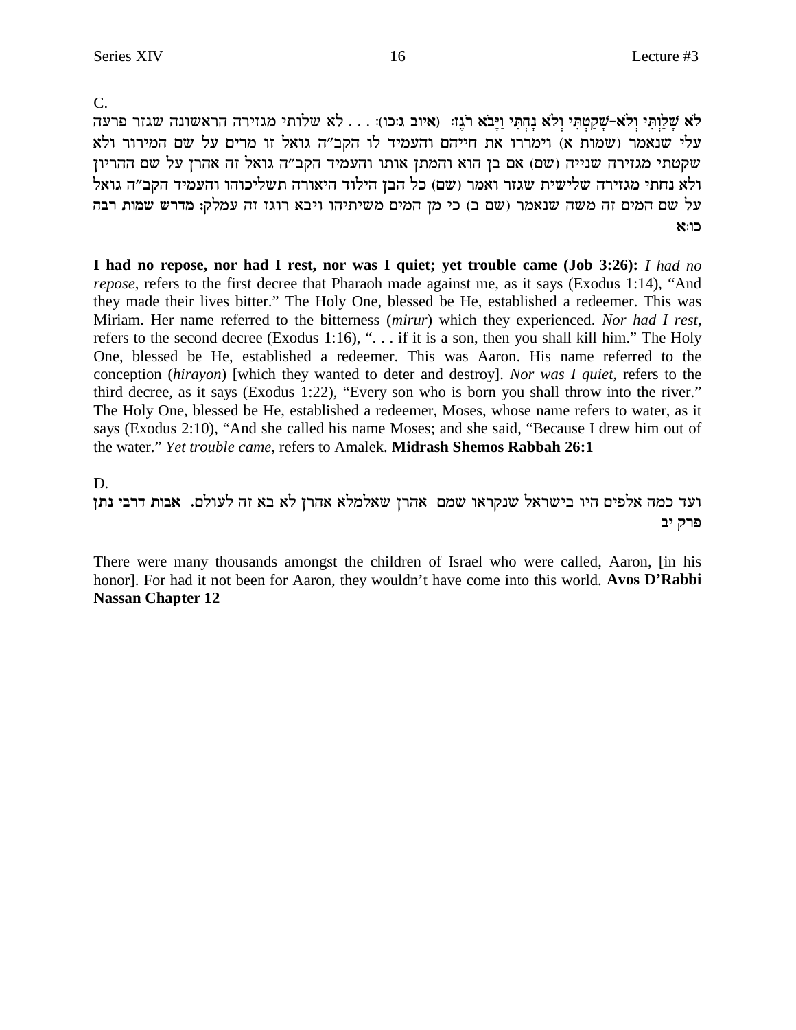C.

**לֹא שָׁלַוְתִּי וְלֹא-שָׁקַטְתִּי וְלֹא נָחְתִּי וַיָּבֹא רֹגֶז: (איוב ג:כו):** . . . לא שלותי מגזירה הראשונה שגזר פרעה עלי שנאמר (שמות א) וימררו את חייהם והעמיד לו הקב"ה גואל זו מרים על שם המירור ולא שקטתי מגזירה שנייה (שם) אם בן הוא והמתן אותו והעמיד הקב"ה גואל זה אהרן על שם ההריון ולא נחתי מגזירה שלישית שגזר ואמר (שם) כל הבן הילוד היאורה תשליכוהו והעמיד הקב"ה גואל על שם המים זה משה שנאמר (שם ב) כי מן המים משיתיהו ויבא רוגז זה עמלק: **מדרש שמות רבה כו:א**

**I had no repose, nor had I rest, nor was I quiet; yet trouble came (Job 3:26):** *I had no repose*, refers to the first decree that Pharaoh made against me, as it says (Exodus 1:14), "And they made their lives bitter." The Holy One, blessed be He, established a redeemer. This was Miriam. Her name referred to the bitterness (*mirur*) which they experienced. *Nor had I rest*, refers to the second decree (Exodus 1:16), ". . . if it is a son, then you shall kill him." The Holy One, blessed be He, established a redeemer. This was Aaron. His name referred to the conception (*hirayon*) [which they wanted to deter and destroy]. *Nor was I quiet*, refers to the third decree, as it says (Exodus 1:22), "Every son who is born you shall throw into the river." The Holy One, blessed be He, established a redeemer, Moses, whose name refers to water, as it says (Exodus 2:10), "And she called his name Moses; and she said, "Because I drew him out of the water." *Yet trouble came*, refers to Amalek. **Midrash Shemos Rabbah 26:1**

D.

ועד כמה אלפים היו בישראל שנקראו שמם אהרן שאלמלא אהרן לא בא זה לעולם. **אבות דרבי נתן פרק יב**

There were many thousands amongst the children of Israel who were called, Aaron, [in his honor]. For had it not been for Aaron, they wouldn't have come into this world. **Avos D'Rabbi Nassan Chapter 12**